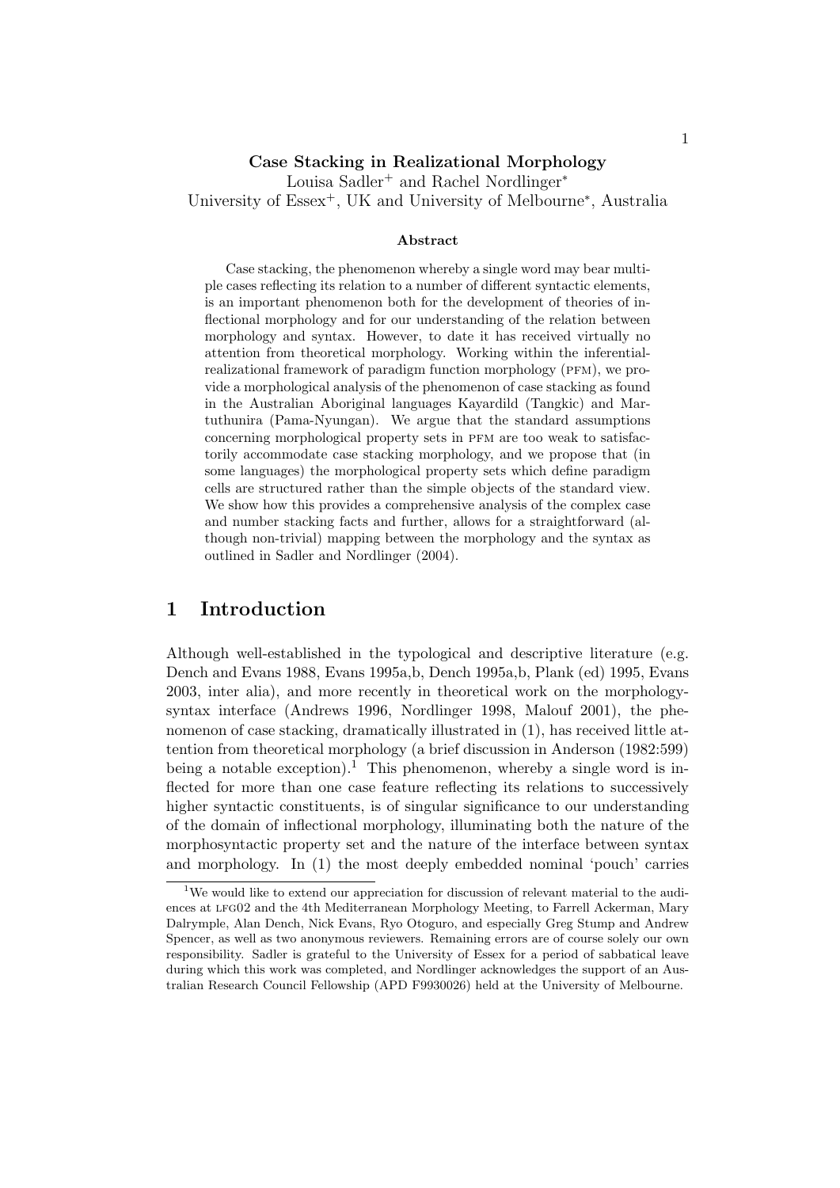# Case Stacking in Realizational Morphology

Louisa Sadler[+] and Rachel Nordlinger[*]
University of Essex[+], UK and University of Melbourne[*], Australia

### Abstract

Case stacking, the phenomenon whereby a single word may bear multiple cases reflecting its relation to a number of different syntactic elements, is an important phenomenon both for the development of theories of inflectional morphology and for our understanding of the relation between morphology and syntax. However, to date it has received virtually no attention from theoretical morphology. Working within the inferential-realizational framework of paradigm function morphology (PFM), we provide a morphological analysis of the phenomenon of case stacking as found in the Australian Aboriginal languages Kayardild (Tangkic) and Martuthunira (Pama-Nyungan). We argue that the standard assumptions concerning morphological property sets in PFM are too weak to satisfactorily accommodate case stacking morphology, and we propose that (in some languages) the morphological property sets which define paradigm cells are structured rather than the simple objects of the standard view. We show how this provides a comprehensive analysis of the complex case and number stacking facts and further, allows for a straightforward (although non-trivial) mapping between the morphology and the syntax as outlined in Sadler and Nordlinger (2004).

## 1 Introduction

Although well-established in the typological and descriptive literature (e.g. Dench and Evans 1988, Evans 1995a,b, Dench 1995a,b, Plank (ed) 1995, Evans 2003, inter alia), and more recently in theoretical work on the morphology-syntax interface (Andrews 1996, Nordlinger 1998, Malouf 2001), the phenomenon of case stacking, dramatically illustrated in (1), has received little attention from theoretical morphology (a brief discussion in Anderson (1982:599) being a notable exception).[1] This phenomenon, whereby a single word is inflected for more than one case feature reflecting its relations to successively higher syntactic constituents, is of singular significance to our understanding of the domain of inflectional morphology, illuminating both the nature of the morphosyntactic property set and the nature of the interface between syntax and morphology. In (1) the most deeply embedded nominal 'pouch' carries

[1] We would like to extend our appreciation for discussion of relevant material to the audiences at LFG02 and the 4th Mediterranean Morphology Meeting, to Farrell Ackerman, Mary Dalrymple, Alan Dench, Nick Evans, Ryo Otoguro, and especially Greg Stump and Andrew Spencer, as well as two anonymous reviewers. Remaining errors are of course solely our own responsibility. Sadler is grateful to the University of Essex for a period of sabbatical leave during which this work was completed, and Nordlinger acknowledges the support of an Australian Research Council Fellowship (APD F9930026) held at the University of Melbourne.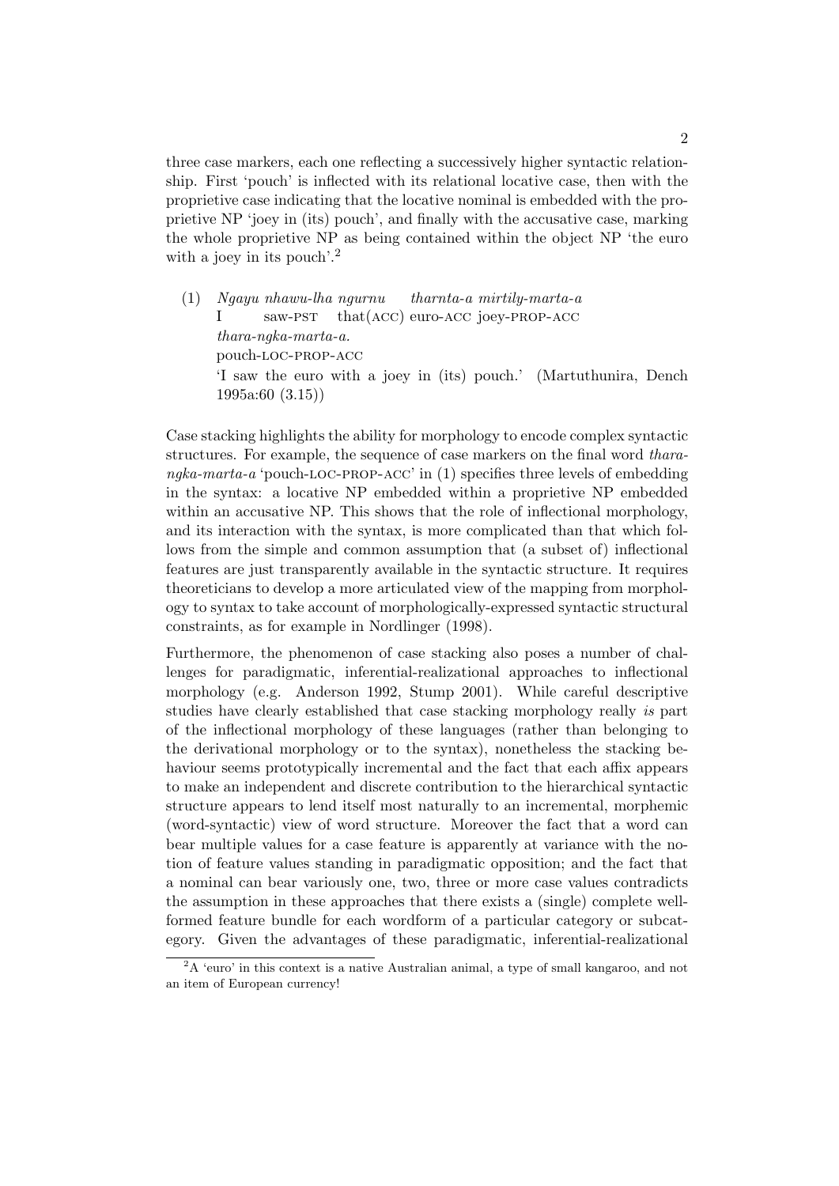three case markers, each one reflecting a successively higher syntactic relationship. First 'pouch' is inflected with its relational locative case, then with the proprietive case indicating that the locative nominal is embedded with the proprietive NP 'joey in (its) pouch', and finally with the accusative case, marking the whole proprietive NP as being contained within the object NP 'the euro with a joey in its pouch'.[2]

(1) *Ngayu nhawu-lha ngurnu tharnta-a mirtily-marta-a*
I saw-PST that(ACC) euro-ACC joey-PROP-ACC
*thara-ngka-marta-a.*
pouch-LOC-PROP-ACC
'I saw the euro with a joey in (its) pouch.' (Martuthunira, Dench 1995a:60 (3.15))

Case stacking highlights the ability for morphology to encode complex syntactic structures. For example, the sequence of case markers on the final word *thara-ngka-marta-a* 'pouch-LOC-PROP-ACC' in (1) specifies three levels of embedding in the syntax: a locative NP embedded within a proprietive NP embedded within an accusative NP. This shows that the role of inflectional morphology, and its interaction with the syntax, is more complicated than that which follows from the simple and common assumption that (a subset of) inflectional features are just transparently available in the syntactic structure. It requires theoreticians to develop a more articulated view of the mapping from morphology to syntax to take account of morphologically-expressed syntactic structural constraints, as for example in Nordlinger (1998).

Furthermore, the phenomenon of case stacking also poses a number of challenges for paradigmatic, inferential-realizational approaches to inflectional morphology (e.g. Anderson 1992, Stump 2001). While careful descriptive studies have clearly established that case stacking morphology really *is* part of the inflectional morphology of these languages (rather than belonging to the derivational morphology or to the syntax), nonetheless the stacking behaviour seems prototypically incremental and the fact that each affix appears to make an independent and discrete contribution to the hierarchical syntactic structure appears to lend itself most naturally to an incremental, morphemic (word-syntactic) view of word structure. Moreover the fact that a word can bear multiple values for a case feature is apparently at variance with the notion of feature values standing in paradigmatic opposition; and the fact that a nominal can bear variously one, two, three or more case values contradicts the assumption in these approaches that there exists a (single) complete well-formed feature bundle for each wordform of a particular category or subcategory. Given the advantages of these paradigmatic, inferential-realizational

[2] A 'euro' in this context is a native Australian animal, a type of small kangaroo, and not an item of European currency!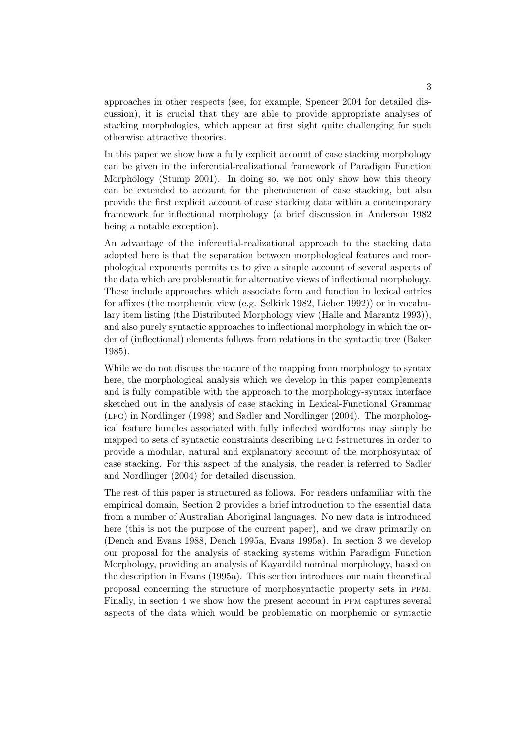approaches in other respects (see, for example, Spencer 2004 for detailed discussion), it is crucial that they are able to provide appropriate analyses of stacking morphologies, which appear at first sight quite challenging for such otherwise attractive theories.

In this paper we show how a fully explicit account of case stacking morphology can be given in the inferential-realizational framework of Paradigm Function Morphology (Stump 2001). In doing so, we not only show how this theory can be extended to account for the phenomenon of case stacking, but also provide the first explicit account of case stacking data within a contemporary framework for inflectional morphology (a brief discussion in Anderson 1982 being a notable exception).

An advantage of the inferential-realizational approach to the stacking data adopted here is that the separation between morphological features and morphological exponents permits us to give a simple account of several aspects of the data which are problematic for alternative views of inflectional morphology. These include approaches which associate form and function in lexical entries for affixes (the morphemic view (e.g. Selkirk 1982, Lieber 1992)) or in vocabulary item listing (the Distributed Morphology view (Halle and Marantz 1993)), and also purely syntactic approaches to inflectional morphology in which the order of (inflectional) elements follows from relations in the syntactic tree (Baker 1985).

While we do not discuss the nature of the mapping from morphology to syntax here, the morphological analysis which we develop in this paper complements and is fully compatible with the approach to the morphology-syntax interface sketched out in the analysis of case stacking in Lexical-Functional Grammar (LFG) in Nordlinger (1998) and Sadler and Nordlinger (2004). The morphological feature bundles associated with fully inflected wordforms may simply be mapped to sets of syntactic constraints describing LFG f-structures in order to provide a modular, natural and explanatory account of the morphosyntax of case stacking. For this aspect of the analysis, the reader is referred to Sadler and Nordlinger (2004) for detailed discussion.

The rest of this paper is structured as follows. For readers unfamiliar with the empirical domain, Section 2 provides a brief introduction to the essential data from a number of Australian Aboriginal languages. No new data is introduced here (this is not the purpose of the current paper), and we draw primarily on (Dench and Evans 1988, Dench 1995a, Evans 1995a). In section 3 we develop our proposal for the analysis of stacking systems within Paradigm Function Morphology, providing an analysis of Kayardild nominal morphology, based on the description in Evans (1995a). This section introduces our main theoretical proposal concerning the structure of morphosyntactic property sets in PFM. Finally, in section 4 we show how the present account in PFM captures several aspects of the data which would be problematic on morphemic or syntactic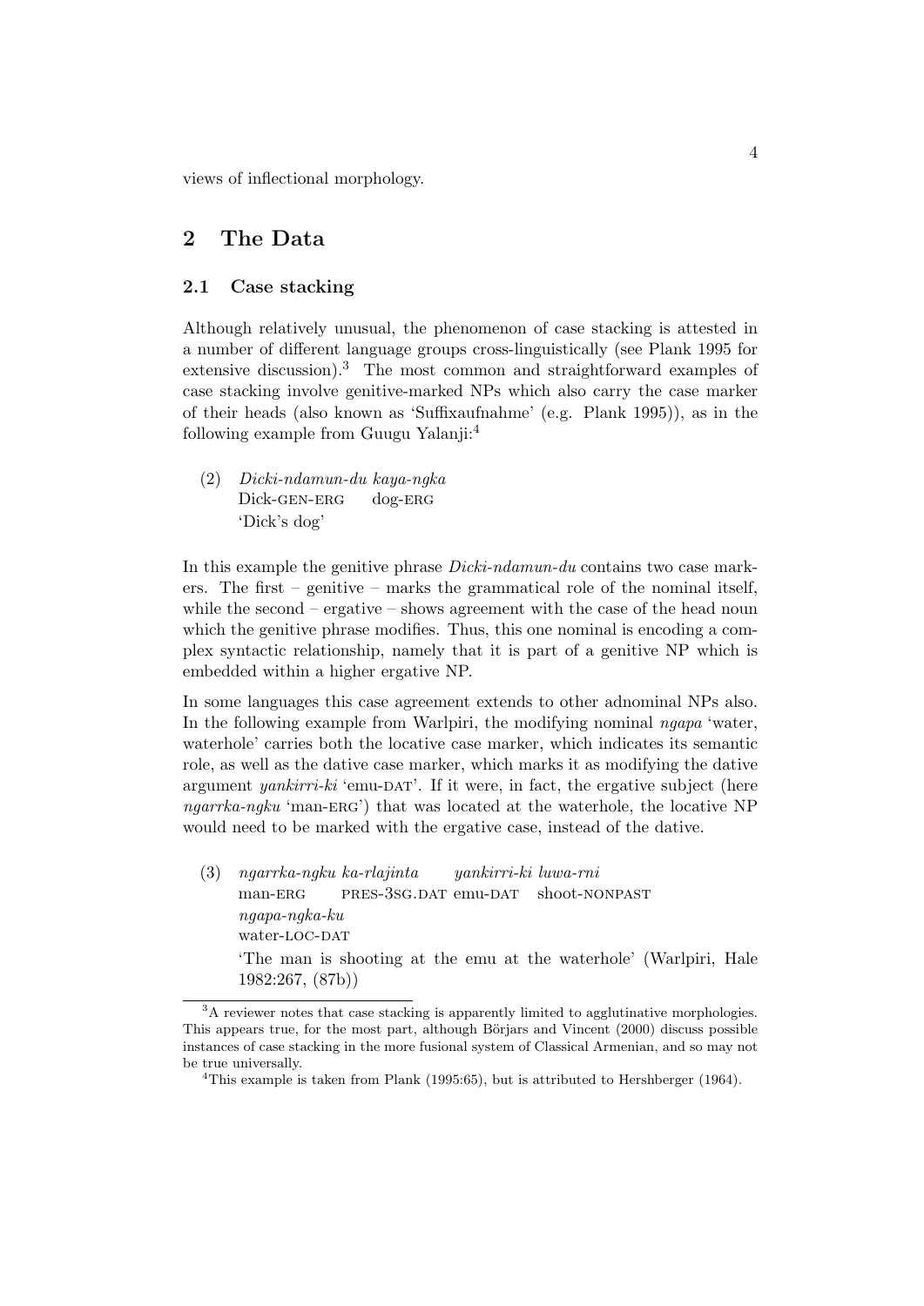views of inflectional morphology.

## 2 The Data

### 2.1 Case stacking

Although relatively unusual, the phenomenon of case stacking is attested in a number of different language groups cross-linguistically (see Plank 1995 for extensive discussion).[3] The most common and straightforward examples of case stacking involve genitive-marked NPs which also carry the case marker of their heads (also known as 'Suffixaufnahme' (e.g. Plank 1995)), as in the following example from Guugu Yalanji:[4]

(2) *Dicki-ndamun-du kaya-ngka*
Dick-GEN-ERG dog-ERG
'Dick's dog'

In this example the genitive phrase *Dicki-ndamun-du* contains two case markers. The first – genitive – marks the grammatical role of the nominal itself, while the second – ergative – shows agreement with the case of the head noun which the genitive phrase modifies. Thus, this one nominal is encoding a complex syntactic relationship, namely that it is part of a genitive NP which is embedded within a higher ergative NP.

In some languages this case agreement extends to other adnominal NPs also. In the following example from Warlpiri, the modifying nominal *ngapa* 'water, waterhole' carries both the locative case marker, which indicates its semantic role, as well as the dative case marker, which marks it as modifying the dative argument *yankirri-ki* 'emu-DAT'. If it were, in fact, the ergative subject (here *ngarrka-ngku* 'man-ERG') that was located at the waterhole, the locative NP would need to be marked with the ergative case, instead of the dative.

(3) *ngarrka-ngku ka-rlajinta yankirri-ki luwa-rni*
man-ERG PRES-3SG.DAT emu-DAT shoot-NONPAST
*ngapa-ngka-ku*
water-LOC-DAT
'The man is shooting at the emu at the waterhole' (Warlpiri, Hale 1982:267, (87b))

---

[3] A reviewer notes that case stacking is apparently limited to agglutinative morphologies. This appears true, for the most part, although Börjars and Vincent (2000) discuss possible instances of case stacking in the more fusional system of Classical Armenian, and so may not be true universally.

[4] This example is taken from Plank (1995:65), but is attributed to Hershberger (1964).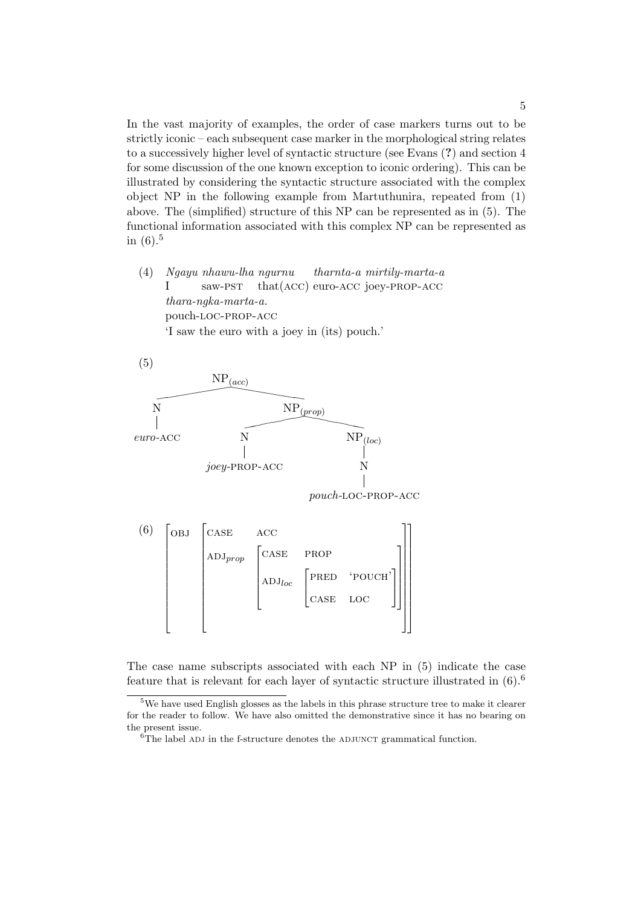In the vast majority of examples, the order of case markers turns out to be strictly iconic – each subsequent case marker in the morphological string relates to a successively higher level of syntactic structure (see Evans (**?**) and section 4 for some discussion of the one known exception to iconic ordering). This can be illustrated by considering the syntactic structure associated with the complex object NP in the following example from Martuthunira, repeated from (1) above. The (simplified) structure of this NP can be represented as in (5). The functional information associated with this complex NP can be represented as in (6).[5]

(4) *Ngayu nhawu-lha ngurnu tharnta-a mirtily-marta-a*
I saw-PST that(ACC) euro-ACC joey-PROP-ACC
*thara-ngka-marta-a.*
pouch-LOC-PROP-ACC
'I saw the euro with a joey in (its) pouch.'

(5)

```
NP(acc)
├── N
│   └── euro-ACC
└── NP(prop)
    ├── N
    │   └── joey-PROP-ACC
    └── NP(loc)
        └── N
            └── pouch-LOC-PROP-ACC
```

(6)

```
[ OBJ [ CASE      ACC                                          ] ]
[     [ ADJ_prop  [ CASE     PROP                            ] ] ]
[     [           [ ADJ_loc  [ PRED  'POUCH' ]               ] ] ]
[     [           [          [ CASE  LOC     ]               ] ] ]
```

The case name subscripts associated with each NP in (5) indicate the case feature that is relevant for each layer of syntactic structure illustrated in (6).[6]

---

[5] We have used English glosses as the labels in this phrase structure tree to make it clearer for the reader to follow. We have also omitted the demonstrative since it has no bearing on the present issue.

[6] The label ADJ in the f-structure denotes the ADJUNCT grammatical function.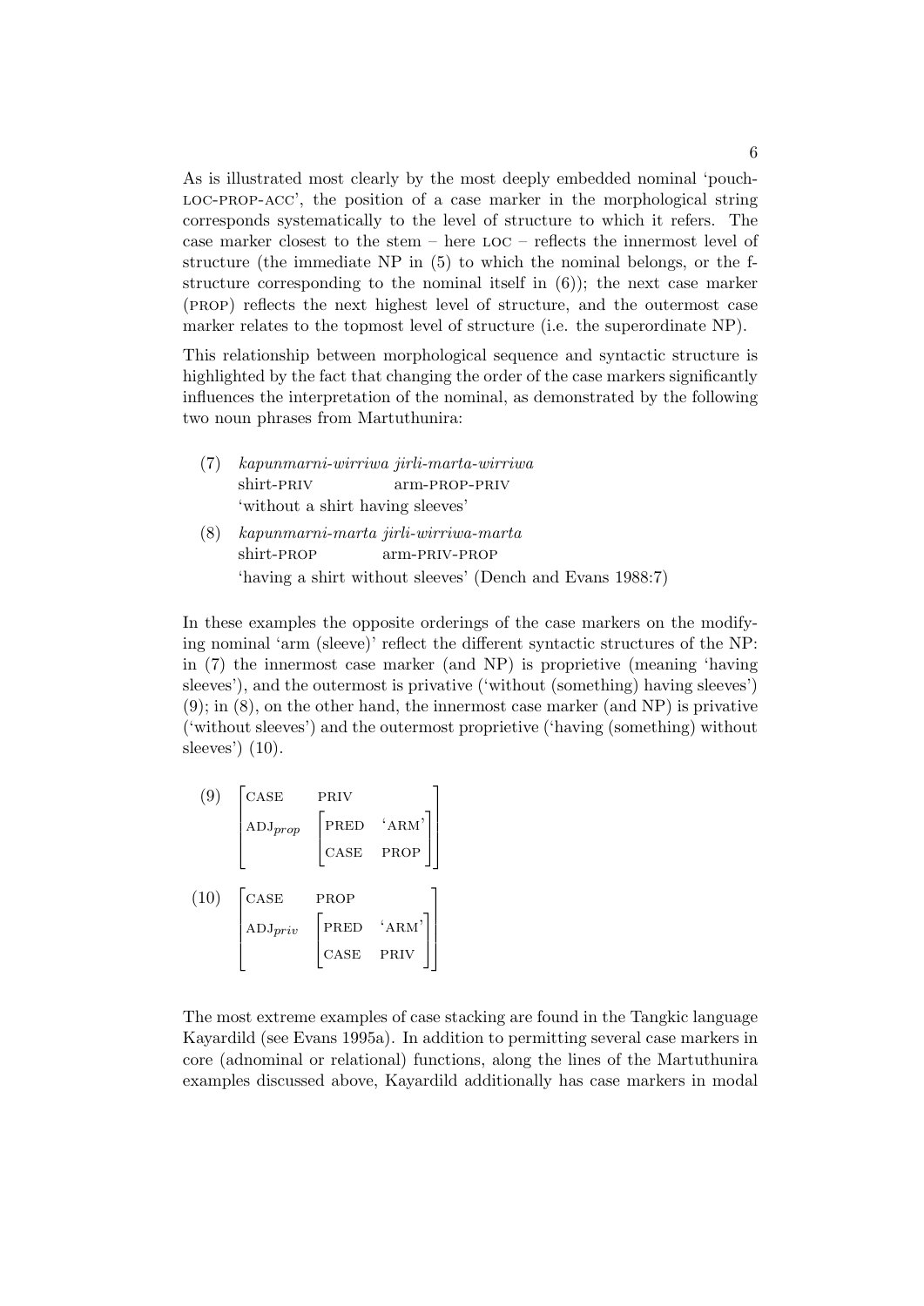As is illustrated most clearly by the most deeply embedded nominal 'pouch-LOC-PROP-ACC', the position of a case marker in the morphological string corresponds systematically to the level of structure to which it refers. The case marker closest to the stem – here LOC – reflects the innermost level of structure (the immediate NP in (5) to which the nominal belongs, or the f-structure corresponding to the nominal itself in (6)); the next case marker (PROP) reflects the next highest level of structure, and the outermost case marker relates to the topmost level of structure (i.e. the superordinate NP).

This relationship between morphological sequence and syntactic structure is highlighted by the fact that changing the order of the case markers significantly influences the interpretation of the nominal, as demonstrated by the following two noun phrases from Martuthunira:

(7) *kapunmarni-wirriwa jirli-marta-wirriwa*
shirt-PRIV arm-PROP-PRIV
'without a shirt having sleeves'

(8) *kapunmarni-marta jirli-wirriwa-marta*
shirt-PROP arm-PRIV-PROP
'having a shirt without sleeves' (Dench and Evans 1988:7)

In these examples the opposite orderings of the case markers on the modifying nominal 'arm (sleeve)' reflect the different syntactic structures of the NP: in (7) the innermost case marker (and NP) is proprietive (meaning 'having sleeves'), and the outermost is privative ('without (something) having sleeves') (9); in (8), on the other hand, the innermost case marker (and NP) is privative ('without sleeves') and the outermost proprietive ('having (something) without sleeves') (10).

$$(9)\quad \begin{bmatrix} \text{CASE} & \text{PRIV} \\ \text{ADJ}_{prop} & \begin{bmatrix} \text{PRED} & \text{`ARM'} \\ \text{CASE} & \text{PROP} \end{bmatrix} \end{bmatrix}$$

$$(10)\quad \begin{bmatrix} \text{CASE} & \text{PROP} \\ \text{ADJ}_{priv} & \begin{bmatrix} \text{PRED} & \text{`ARM'} \\ \text{CASE} & \text{PRIV} \end{bmatrix} \end{bmatrix}$$

The most extreme examples of case stacking are found in the Tangkic language Kayardild (see Evans 1995a). In addition to permitting several case markers in core (adnominal or relational) functions, along the lines of the Martuthunira examples discussed above, Kayardild additionally has case markers in modal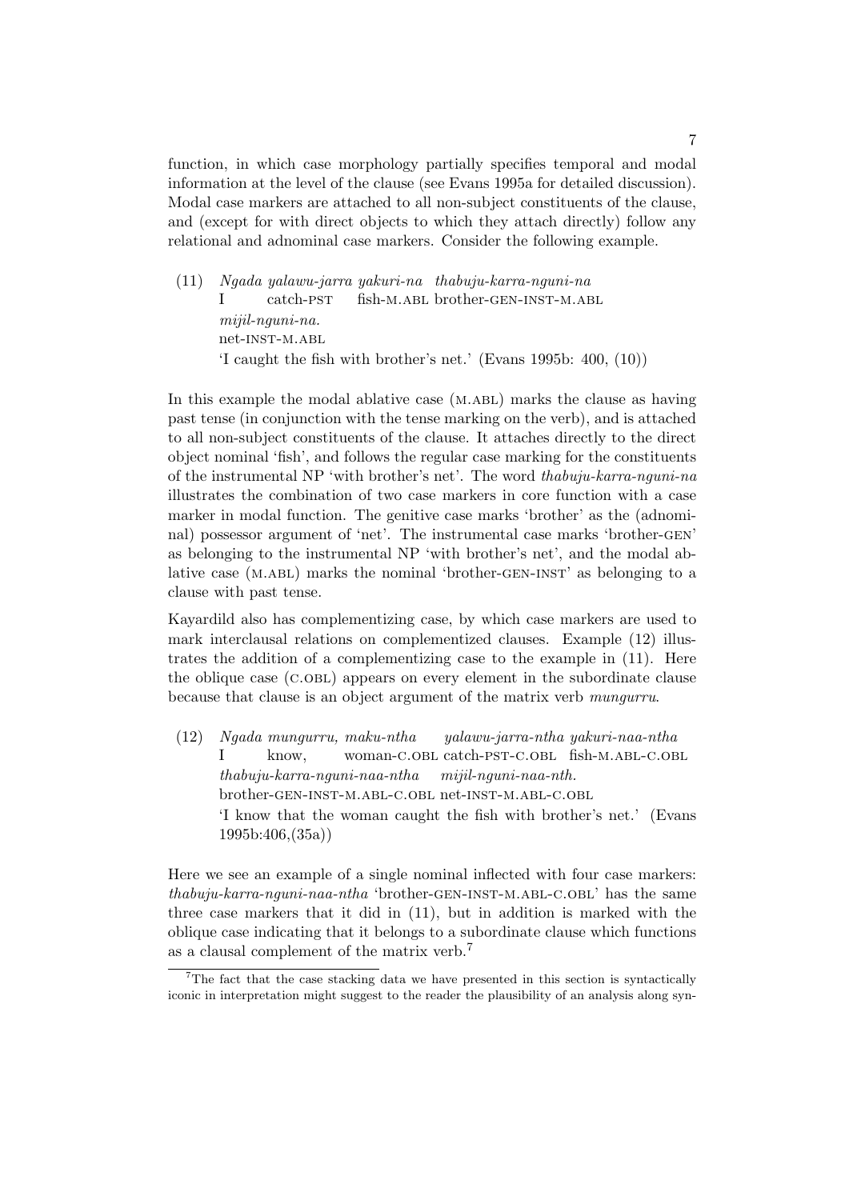function, in which case morphology partially specifies temporal and modal information at the level of the clause (see Evans 1995a for detailed discussion). Modal case markers are attached to all non-subject constituents of the clause, and (except for with direct objects to which they attach directly) follow any relational and adnominal case markers. Consider the following example.

(11) *Ngada yalawu-jarra yakuri-na thabuju-karra-nguni-na mijil-nguni-na.*
I catch-PST fish-M.ABL brother-GEN-INST-M.ABL net-INST-M.ABL
'I caught the fish with brother's net.' (Evans 1995b: 400, (10))

In this example the modal ablative case (M.ABL) marks the clause as having past tense (in conjunction with the tense marking on the verb), and is attached to all non-subject constituents of the clause. It attaches directly to the direct object nominal 'fish', and follows the regular case marking for the constituents of the instrumental NP 'with brother's net'. The word *thabuju-karra-nguni-na* illustrates the combination of two case markers in core function with a case marker in modal function. The genitive case marks 'brother' as the (adnominal) possessor argument of 'net'. The instrumental case marks 'brother-GEN' as belonging to the instrumental NP 'with brother's net', and the modal ablative case (M.ABL) marks the nominal 'brother-GEN-INST' as belonging to a clause with past tense.

Kayardild also has complementizing case, by which case markers are used to mark interclausal relations on complementized clauses. Example (12) illustrates the addition of a complementizing case to the example in (11). Here the oblique case (C.OBL) appears on every element in the subordinate clause because that clause is an object argument of the matrix verb *mungurru*.

(12) *Ngada mungurru, maku-ntha yalawu-jarra-ntha yakuri-naa-ntha thabuju-karra-nguni-naa-ntha mijil-nguni-naa-nth.*
I know, woman-C.OBL catch-PST-C.OBL fish-M.ABL-C.OBL brother-GEN-INST-M.ABL-C.OBL net-INST-M.ABL-C.OBL
'I know that the woman caught the fish with brother's net.' (Evans 1995b:406,(35a))

Here we see an example of a single nominal inflected with four case markers: *thabuju-karra-nguni-naa-ntha* 'brother-GEN-INST-M.ABL-C.OBL' has the same three case markers that it did in (11), but in addition is marked with the oblique case indicating that it belongs to a subordinate clause which functions as a clausal complement of the matrix verb.[7]

[7] The fact that the case stacking data we have presented in this section is syntactically iconic in interpretation might suggest to the reader the plausibility of an analysis along syn-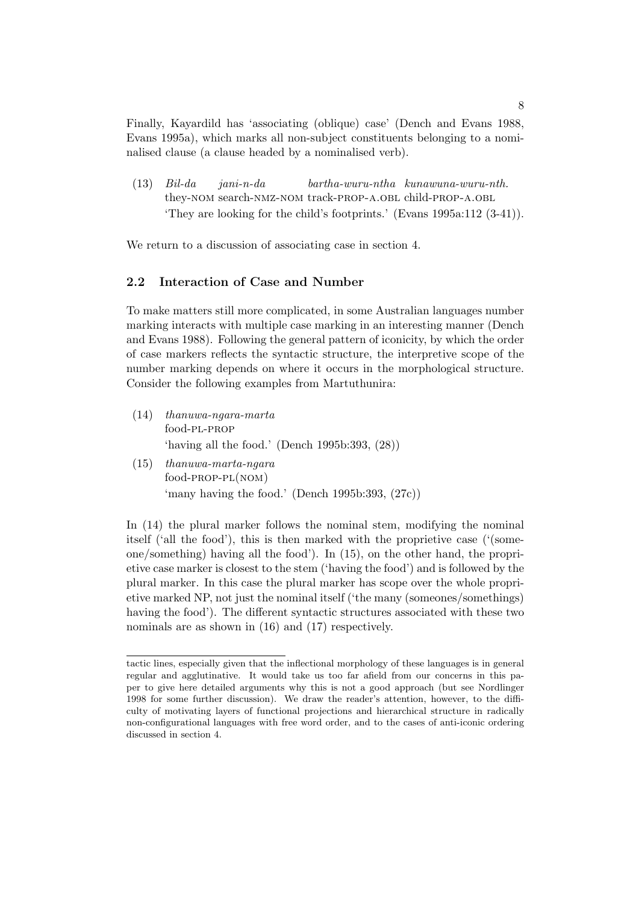Finally, Kayardild has 'associating (oblique) case' (Dench and Evans 1988, Evans 1995a), which marks all non-subject constituents belonging to a nominalised clause (a clause headed by a nominalised verb).

(13) *Bil-da jani-n-da bartha-wuru-ntha kunawuna-wuru-nth.*
they-NOM search-NMZ-NOM track-PROP-A.OBL child-PROP-A.OBL
'They are looking for the child's footprints.' (Evans 1995a:112 (3-41)).

We return to a discussion of associating case in section 4.

## 2.2 Interaction of Case and Number

To make matters still more complicated, in some Australian languages number marking interacts with multiple case marking in an interesting manner (Dench and Evans 1988). Following the general pattern of iconicity, by which the order of case markers reflects the syntactic structure, the interpretive scope of the number marking depends on where it occurs in the morphological structure. Consider the following examples from Martuthunira:

(14) *thanuwa-ngara-marta*
food-PL-PROP
'having all the food.' (Dench 1995b:393, (28))

(15) *thanuwa-marta-ngara*
food-PROP-PL(NOM)
'many having the food.' (Dench 1995b:393, (27c))

In (14) the plural marker follows the nominal stem, modifying the nominal itself ('all the food'), this is then marked with the proprietive case ('(someone/something) having all the food'). In (15), on the other hand, the proprietive case marker is closest to the stem ('having the food') and is followed by the plural marker. In this case the plural marker has scope over the whole proprietive marked NP, not just the nominal itself ('the many (someones/somethings) having the food'). The different syntactic structures associated with these two nominals are as shown in (16) and (17) respectively.

---

tactic lines, especially given that the inflectional morphology of these languages is in general regular and agglutinative. It would take us too far afield from our concerns in this paper to give here detailed arguments why this is not a good approach (but see Nordlinger 1998 for some further discussion). We draw the reader's attention, however, to the difficulty of motivating layers of functional projections and hierarchical structure in radically non-configurational languages with free word order, and to the cases of anti-iconic ordering discussed in section 4.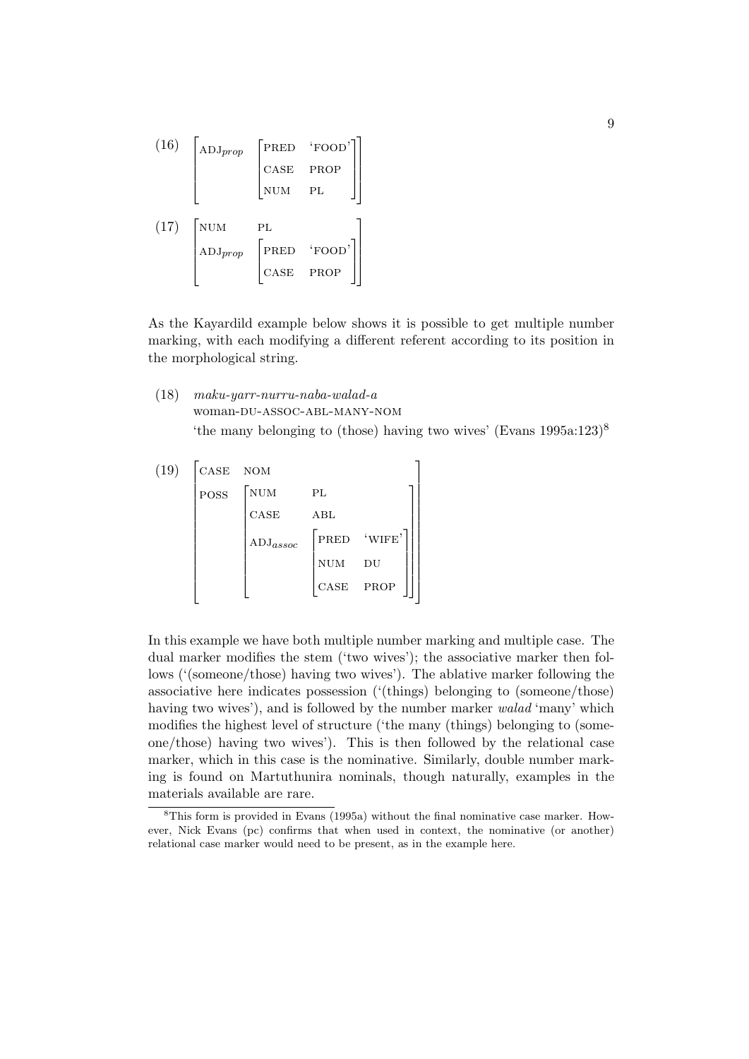(16)

$$\begin{bmatrix} \text{ADJ}_{prop} & \begin{bmatrix} \text{PRED} & \text{`FOOD'} \\ \text{CASE} & \text{PROP} \\ \text{NUM} & \text{PL} \end{bmatrix} \end{bmatrix}$$

(17)

$$\begin{bmatrix} \text{NUM} & \text{PL} \\ \text{ADJ}_{prop} & \begin{bmatrix} \text{PRED} & \text{`FOOD'} \\ \text{CASE} & \text{PROP} \end{bmatrix} \end{bmatrix}$$

As the Kayardild example below shows it is possible to get multiple number marking, with each modifying a different referent according to its position in the morphological string.

(18) *maku-yarr-nurru-naba-walad-a*
woman-DU-ASSOC-ABL-MANY-NOM
'the many belonging to (those) having two wives' (Evans 1995a:123)[8]

(19)

$$\begin{bmatrix} \text{CASE} & \text{NOM} \\ \text{POSS} & \begin{bmatrix} \text{NUM} & \text{PL} \\ \text{CASE} & \text{ABL} \\ \text{ADJ}_{assoc} & \begin{bmatrix} \text{PRED} & \text{`WIFE'} \\ \text{NUM} & \text{DU} \\ \text{CASE} & \text{PROP} \end{bmatrix} \end{bmatrix} \end{bmatrix}$$

In this example we have both multiple number marking and multiple case. The dual marker modifies the stem ('two wives'); the associative marker then follows ('(someone/those) having two wives'). The ablative marker following the associative here indicates possession ('(things) belonging to (someone/those) having two wives'), and is followed by the number marker *walad* 'many' which modifies the highest level of structure ('the many (things) belonging to (someone/those) having two wives'). This is then followed by the relational case marker, which in this case is the nominative. Similarly, double number marking is found on Martuthunira nominals, though naturally, examples in the materials available are rare.

[8]This form is provided in Evans (1995a) without the final nominative case marker. However, Nick Evans (pc) confirms that when used in context, the nominative (or another) relational case marker would need to be present, as in the example here.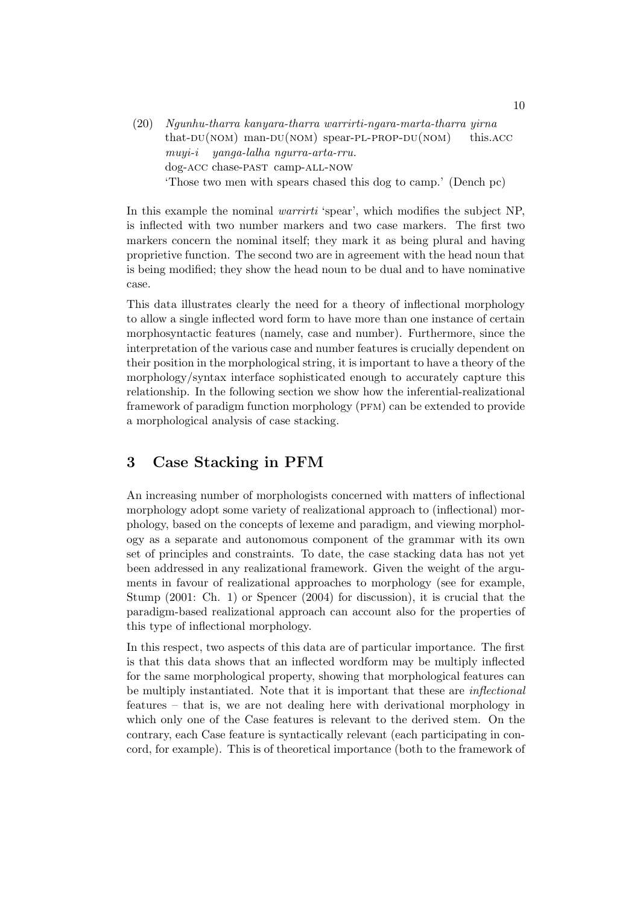(20) *Ngunhu-tharra kanyara-tharra warrirti-ngara-marta-tharra yirna*
that-DU(NOM) man-DU(NOM) spear-PL-PROP-DU(NOM) this.ACC
*muyi-i yanga-lalha ngurra-arta-rru.*
dog-ACC chase-PAST camp-ALL-NOW
'Those two men with spears chased this dog to camp.' (Dench pc)

In this example the nominal *warrirti* 'spear', which modifies the subject NP, is inflected with two number markers and two case markers. The first two markers concern the nominal itself; they mark it as being plural and having proprietive function. The second two are in agreement with the head noun that is being modified; they show the head noun to be dual and to have nominative case.

This data illustrates clearly the need for a theory of inflectional morphology to allow a single inflected word form to have more than one instance of certain morphosyntactic features (namely, case and number). Furthermore, since the interpretation of the various case and number features is crucially dependent on their position in the morphological string, it is important to have a theory of the morphology/syntax interface sophisticated enough to accurately capture this relationship. In the following section we show how the inferential-realizational framework of paradigm function morphology (PFM) can be extended to provide a morphological analysis of case stacking.

## 3 Case Stacking in PFM

An increasing number of morphologists concerned with matters of inflectional morphology adopt some variety of realizational approach to (inflectional) morphology, based on the concepts of lexeme and paradigm, and viewing morphology as a separate and autonomous component of the grammar with its own set of principles and constraints. To date, the case stacking data has not yet been addressed in any realizational framework. Given the weight of the arguments in favour of realizational approaches to morphology (see for example, Stump (2001: Ch. 1) or Spencer (2004) for discussion), it is crucial that the paradigm-based realizational approach can account also for the properties of this type of inflectional morphology.

In this respect, two aspects of this data are of particular importance. The first is that this data shows that an inflected wordform may be multiply inflected for the same morphological property, showing that morphological features can be multiply instantiated. Note that it is important that these are *inflectional* features – that is, we are not dealing here with derivational morphology in which only one of the Case features is relevant to the derived stem. On the contrary, each Case feature is syntactically relevant (each participating in concord, for example). This is of theoretical importance (both to the framework of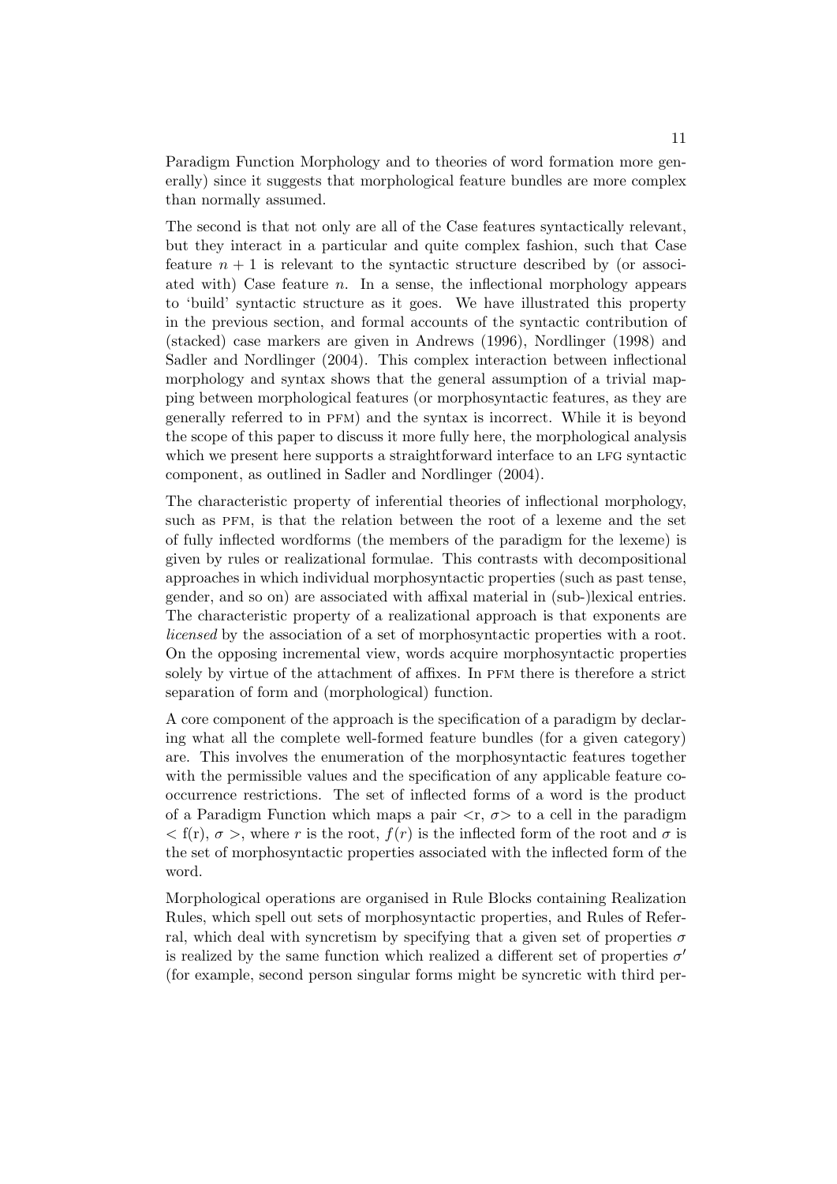Paradigm Function Morphology and to theories of word formation more generally) since it suggests that morphological feature bundles are more complex than normally assumed.

The second is that not only are all of the Case features syntactically relevant, but they interact in a particular and quite complex fashion, such that Case feature $n+1$ is relevant to the syntactic structure described by (or associated with) Case feature $n$. In a sense, the inflectional morphology appears to 'build' syntactic structure as it goes. We have illustrated this property in the previous section, and formal accounts of the syntactic contribution of (stacked) case markers are given in Andrews (1996), Nordlinger (1998) and Sadler and Nordlinger (2004). This complex interaction between inflectional morphology and syntax shows that the general assumption of a trivial mapping between morphological features (or morphosyntactic features, as they are generally referred to in PFM) and the syntax is incorrect. While it is beyond the scope of this paper to discuss it more fully here, the morphological analysis which we present here supports a straightforward interface to an LFG syntactic component, as outlined in Sadler and Nordlinger (2004).

The characteristic property of inferential theories of inflectional morphology, such as PFM, is that the relation between the root of a lexeme and the set of fully inflected wordforms (the members of the paradigm for the lexeme) is given by rules or realizational formulae. This contrasts with decompositional approaches in which individual morphosyntactic properties (such as past tense, gender, and so on) are associated with affixal material in (sub-)lexical entries. The characteristic property of a realizational approach is that exponents are *licensed* by the association of a set of morphosyntactic properties with a root. On the opposing incremental view, words acquire morphosyntactic properties solely by virtue of the attachment of affixes. In PFM there is therefore a strict separation of form and (morphological) function.

A core component of the approach is the specification of a paradigm by declaring what all the complete well-formed feature bundles (for a given category) are. This involves the enumeration of the morphosyntactic features together with the permissible values and the specification of any applicable feature co-occurrence restrictions. The set of inflected forms of a word is the product of a Paradigm Function which maps a pair $<$r, $\sigma>$ to a cell in the paradigm $<$ f(r), $\sigma$ $>$, where $r$ is the root, $f(r)$ is the inflected form of the root and $\sigma$ is the set of morphosyntactic properties associated with the inflected form of the word.

Morphological operations are organised in Rule Blocks containing Realization Rules, which spell out sets of morphosyntactic properties, and Rules of Referral, which deal with syncretism by specifying that a given set of properties $\sigma$ is realized by the same function which realized a different set of properties $\sigma'$ (for example, second person singular forms might be syncretic with third per-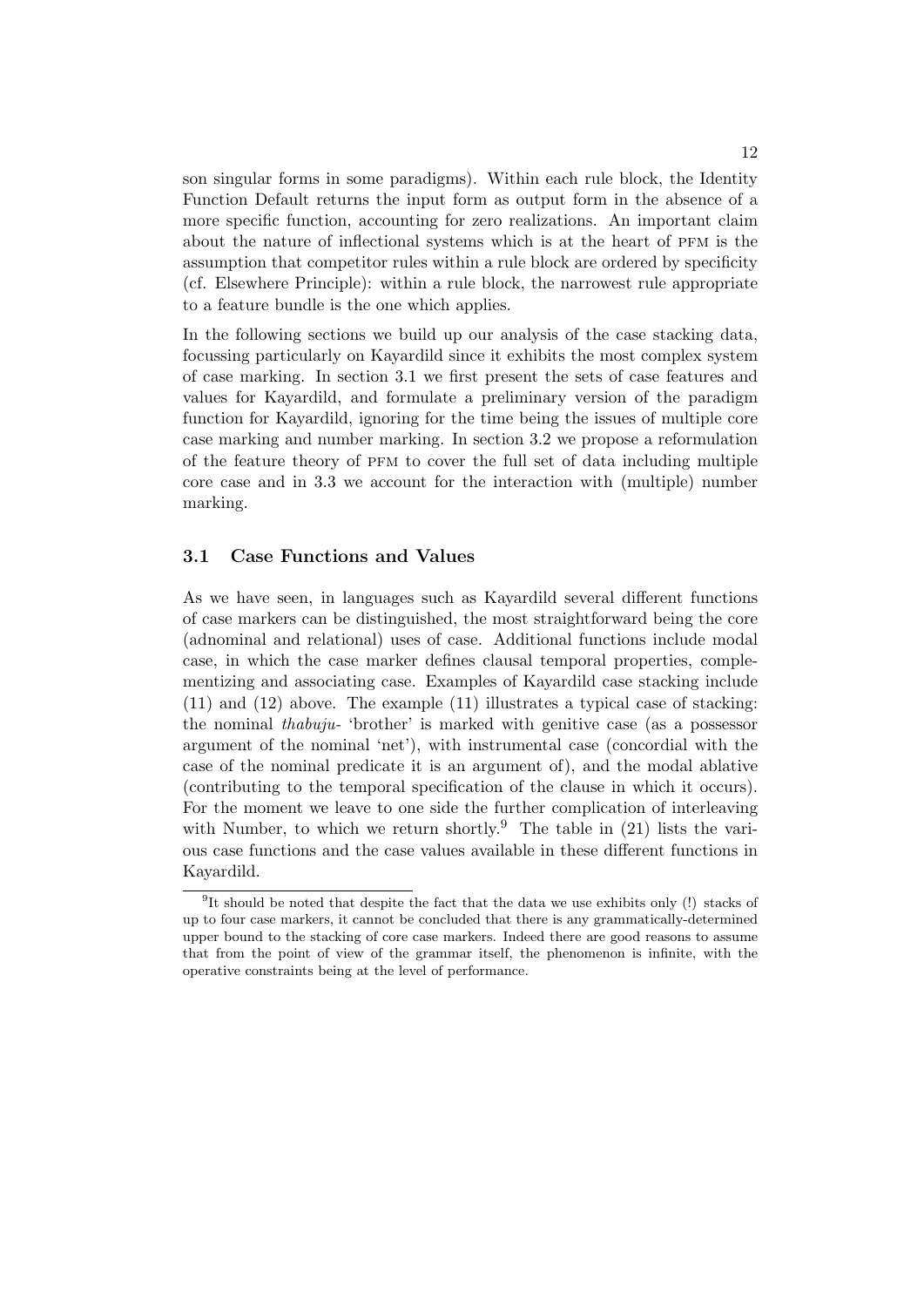son singular forms in some paradigms). Within each rule block, the Identity Function Default returns the input form as output form in the absence of a more specific function, accounting for zero realizations. An important claim about the nature of inflectional systems which is at the heart of PFM is the assumption that competitor rules within a rule block are ordered by specificity (cf. Elsewhere Principle): within a rule block, the narrowest rule appropriate to a feature bundle is the one which applies.

In the following sections we build up our analysis of the case stacking data, focussing particularly on Kayardild since it exhibits the most complex system of case marking. In section 3.1 we first present the sets of case features and values for Kayardild, and formulate a preliminary version of the paradigm function for Kayardild, ignoring for the time being the issues of multiple core case marking and number marking. In section 3.2 we propose a reformulation of the feature theory of PFM to cover the full set of data including multiple core case and in 3.3 we account for the interaction with (multiple) number marking.

### 3.1 Case Functions and Values

As we have seen, in languages such as Kayardild several different functions of case markers can be distinguished, the most straightforward being the core (adnominal and relational) uses of case. Additional functions include modal case, in which the case marker defines clausal temporal properties, complementizing and associating case. Examples of Kayardild case stacking include (11) and (12) above. The example (11) illustrates a typical case of stacking: the nominal *thabuju-* 'brother' is marked with genitive case (as a possessor argument of the nominal 'net'), with instrumental case (concordial with the case of the nominal predicate it is an argument of), and the modal ablative (contributing to the temporal specification of the clause in which it occurs). For the moment we leave to one side the further complication of interleaving with Number, to which we return shortly.[9] The table in (21) lists the various case functions and the case values available in these different functions in Kayardild.

---

[9] It should be noted that despite the fact that the data we use exhibits only (!) stacks of up to four case markers, it cannot be concluded that there is any grammatically-determined upper bound to the stacking of core case markers. Indeed there are good reasons to assume that from the point of view of the grammar itself, the phenomenon is infinite, with the operative constraints being at the level of performance.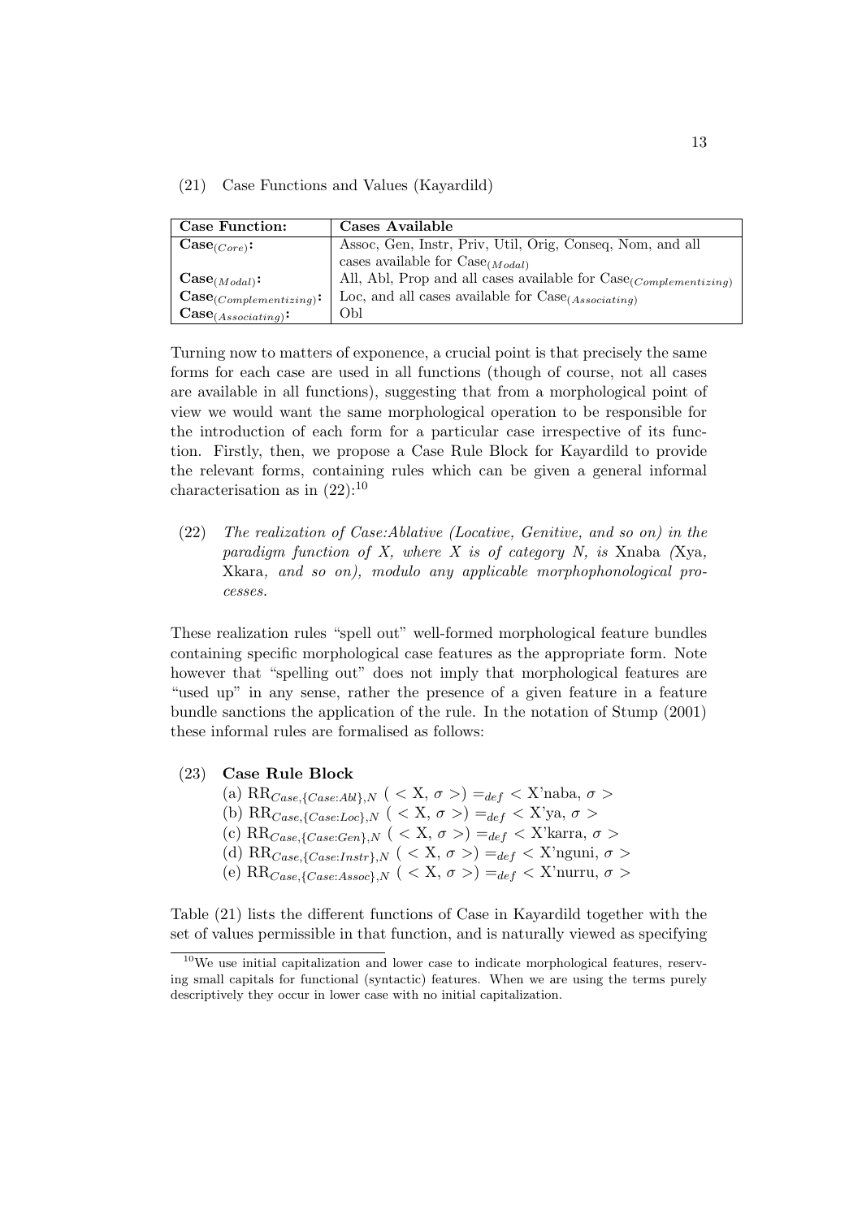(21) Case Functions and Values (Kayardild)

| **Case Function:** | **Cases Available** |
|---|---|
| $\textbf{Case}_{(Core)}$: | Assoc, Gen, Instr, Priv, Util, Orig, Conseq, Nom, and all cases available for $\text{Case}_{(Modal)}$ |
| $\textbf{Case}_{(Modal)}$: | All, Abl, Prop and all cases available for $\text{Case}_{(Complementizing)}$ |
| $\textbf{Case}_{(Complementizing)}$: | Loc, and all cases available for $\text{Case}_{(Associating)}$ |
| $\textbf{Case}_{(Associating)}$: | Obl |

Turning now to matters of exponence, a crucial point is that precisely the same forms for each case are used in all functions (though of course, not all cases are available in all functions), suggesting that from a morphological point of view we would want the same morphological operation to be responsible for the introduction of each form for a particular case irrespective of its function. Firstly, then, we propose a Case Rule Block for Kayardild to provide the relevant forms, containing rules which can be given a general informal characterisation as in (22):[10]

(22) *The realization of Case:Ablative (Locative, Genitive, and so on) in the paradigm function of X, where X is of category N, is* Xnaba *(*Xya*,* Xkara*, and so on), modulo any applicable morphophonological processes.*

These realization rules "spell out" well-formed morphological feature bundles containing specific morphological case features as the appropriate form. Note however that "spelling out" does not imply that morphological features are "used up" in any sense, rather the presence of a given feature in a feature bundle sanctions the application of the rule. In the notation of Stump (2001) these informal rules are formalised as follows:

(23) **Case Rule Block**

(a) $\text{RR}_{Case,\{Case:Abl\},N}$ ( < X, $\sigma$ >) $=_{def}$ < X'naba, $\sigma$ >
(b) $\text{RR}_{Case,\{Case:Loc\},N}$ ( < X, $\sigma$ >) $=_{def}$ < X'ya, $\sigma$ >
(c) $\text{RR}_{Case,\{Case:Gen\},N}$ ( < X, $\sigma$ >) $=_{def}$ < X'karra, $\sigma$ >
(d) $\text{RR}_{Case,\{Case:Instr\},N}$ ( < X, $\sigma$ >) $=_{def}$ < X'nguni, $\sigma$ >
(e) $\text{RR}_{Case,\{Case:Assoc\},N}$ ( < X, $\sigma$ >) $=_{def}$ < X'nurru, $\sigma$ >

Table (21) lists the different functions of Case in Kayardild together with the set of values permissible in that function, and is naturally viewed as specifying

[10] We use initial capitalization and lower case to indicate morphological features, reserving small capitals for functional (syntactic) features. When we are using the terms purely descriptively they occur in lower case with no initial capitalization.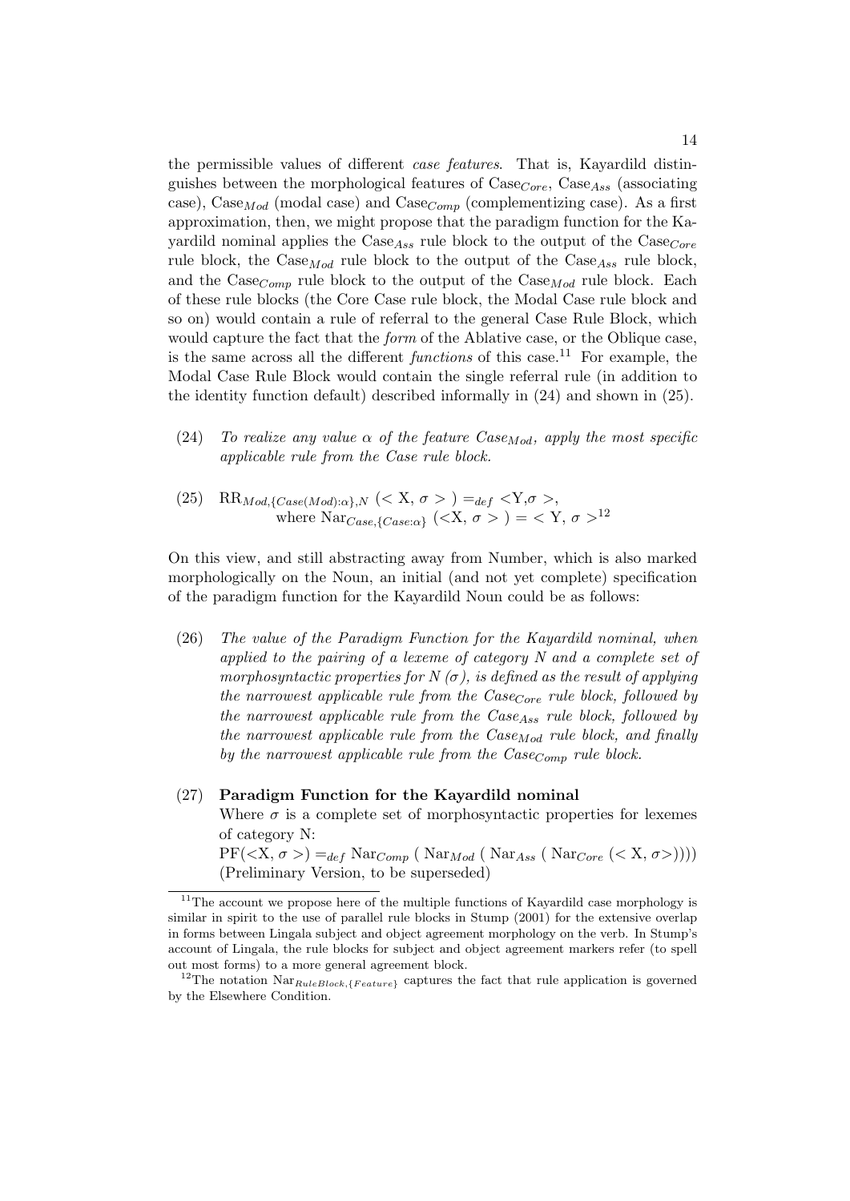the permissible values of different *case features*. That is, Kayardild distinguishes between the morphological features of $\text{Case}_{Core}$, $\text{Case}_{Ass}$ (associating case), $\text{Case}_{Mod}$ (modal case) and $\text{Case}_{Comp}$ (complementizing case). As a first approximation, then, we might propose that the paradigm function for the Kayardild nominal applies the $\text{Case}_{Ass}$ rule block to the output of the $\text{Case}_{Core}$ rule block, the $\text{Case}_{Mod}$ rule block to the output of the $\text{Case}_{Ass}$ rule block, and the $\text{Case}_{Comp}$ rule block to the output of the $\text{Case}_{Mod}$ rule block. Each of these rule blocks (the Core Case rule block, the Modal Case rule block and so on) would contain a rule of referral to the general Case Rule Block, which would capture the fact that the *form* of the Ablative case, or the Oblique case, is the same across all the different *functions* of this case.[11] For example, the Modal Case Rule Block would contain the single referral rule (in addition to the identity function default) described informally in (24) and shown in (25).

(24) *To realize any value $\alpha$ of the feature $\text{Case}_{Mod}$, apply the most specific applicable rule from the Case rule block.*

(25) $\text{RR}_{Mod,\{Case(Mod):\alpha\},N}$ $(< \text{X}, \sigma >) =_{def} <\text{Y}, \sigma>$,
where $\text{Nar}_{Case,\{Case:\alpha\}}$ $(<\text{X}, \sigma>) = <\text{Y}, \sigma>$[12]

On this view, and still abstracting away from Number, which is also marked morphologically on the Noun, an initial (and not yet complete) specification of the paradigm function for the Kayardild Noun could be as follows:

(26) *The value of the Paradigm Function for the Kayardild nominal, when applied to the pairing of a lexeme of category N and a complete set of morphosyntactic properties for N ($\sigma$), is defined as the result of applying the narrowest applicable rule from the $\text{Case}_{Core}$ rule block, followed by the narrowest applicable rule from the $\text{Case}_{Ass}$ rule block, followed by the narrowest applicable rule from the $\text{Case}_{Mod}$ rule block, and finally by the narrowest applicable rule from the $\text{Case}_{Comp}$ rule block.*

(27) **Paradigm Function for the Kayardild nominal**
Where $\sigma$ is a complete set of morphosyntactic properties for lexemes of category N:
$\text{PF}(<\text{X}, \sigma>) =_{def} \text{Nar}_{Comp}(\text{Nar}_{Mod}(\text{Nar}_{Ass}(\text{Nar}_{Core}(<\text{X}, \sigma>))))$
(Preliminary Version, to be superseded)

[11] The account we propose here of the multiple functions of Kayardild case morphology is similar in spirit to the use of parallel rule blocks in Stump (2001) for the extensive overlap in forms between Lingala subject and object agreement morphology on the verb. In Stump's account of Lingala, the rule blocks for subject and object agreement markers refer (to spell out most forms) to a more general agreement block.

[12] The notation $\text{Nar}_{RuleBlock,\{Feature\}}$ captures the fact that rule application is governed by the Elsewhere Condition.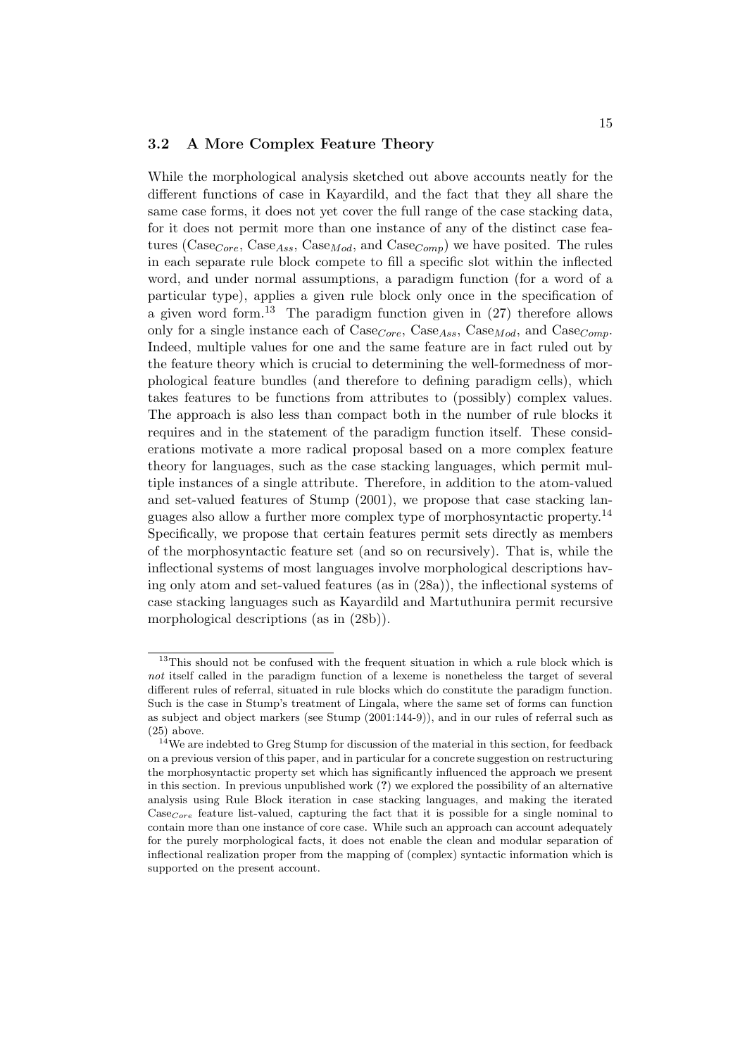### 3.2 A More Complex Feature Theory

While the morphological analysis sketched out above accounts neatly for the different functions of case in Kayardild, and the fact that they all share the same case forms, it does not yet cover the full range of the case stacking data, for it does not permit more than one instance of any of the distinct case features ($\text{Case}_{Core}$, $\text{Case}_{Ass}$, $\text{Case}_{Mod}$, and $\text{Case}_{Comp}$) we have posited. The rules in each separate rule block compete to fill a specific slot within the inflected word, and under normal assumptions, a paradigm function (for a word of a particular type), applies a given rule block only once in the specification of a given word form.[13] The paradigm function given in (27) therefore allows only for a single instance each of $\text{Case}_{Core}$, $\text{Case}_{Ass}$, $\text{Case}_{Mod}$, and $\text{Case}_{Comp}$. Indeed, multiple values for one and the same feature are in fact ruled out by the feature theory which is crucial to determining the well-formedness of morphological feature bundles (and therefore to defining paradigm cells), which takes features to be functions from attributes to (possibly) complex values. The approach is also less than compact both in the number of rule blocks it requires and in the statement of the paradigm function itself. These considerations motivate a more radical proposal based on a more complex feature theory for languages, such as the case stacking languages, which permit multiple instances of a single attribute. Therefore, in addition to the atom-valued and set-valued features of Stump (2001), we propose that case stacking languages also allow a further more complex type of morphosyntactic property.[14] Specifically, we propose that certain features permit sets directly as members of the morphosyntactic feature set (and so on recursively). That is, while the inflectional systems of most languages involve morphological descriptions having only atom and set-valued features (as in (28a)), the inflectional systems of case stacking languages such as Kayardild and Martuthunira permit recursive morphological descriptions (as in (28b)).

---

[13] This should not be confused with the frequent situation in which a rule block which is *not* itself called in the paradigm function of a lexeme is nonetheless the target of several different rules of referral, situated in rule blocks which do constitute the paradigm function. Such is the case in Stump's treatment of Lingala, where the same set of forms can function as subject and object markers (see Stump (2001:144-9)), and in our rules of referral such as (25) above.

[14] We are indebted to Greg Stump for discussion of the material in this section, for feedback on a previous version of this paper, and in particular for a concrete suggestion on restructuring the morphosyntactic property set which has significantly influenced the approach we present in this section. In previous unpublished work (**?**) we explored the possibility of an alternative analysis using Rule Block iteration in case stacking languages, and making the iterated $\text{Case}_{Core}$ feature list-valued, capturing the fact that it is possible for a single nominal to contain more than one instance of core case. While such an approach can account adequately for the purely morphological facts, it does not enable the clean and modular separation of inflectional realization proper from the mapping of (complex) syntactic information which is supported on the present account.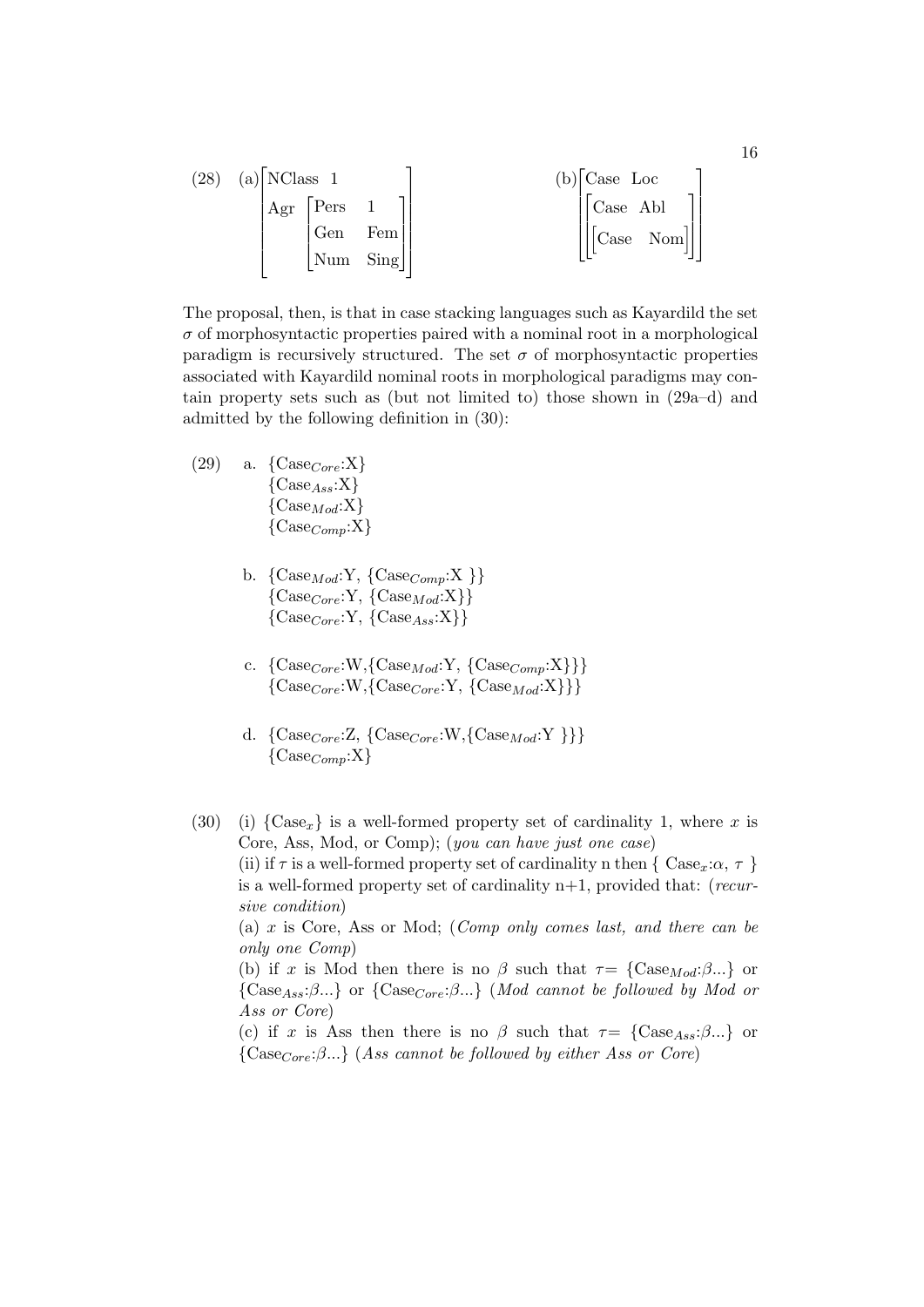(28) (a)
$$\begin{bmatrix} \text{NClass} & 1 \\ \text{Agr} & \begin{bmatrix} \text{Pers} & 1 \\ \text{Gen} & \text{Fem} \\ \text{Num} & \text{Sing} \end{bmatrix} \end{bmatrix}$$

(b)
$$\begin{bmatrix} \text{Case} & \text{Loc} \\ \begin{bmatrix} \text{Case} & \text{Abl} \\ \begin{bmatrix} \text{Case} & \text{Nom} \end{bmatrix} \end{bmatrix} \end{bmatrix}$$

The proposal, then, is that in case stacking languages such as Kayardild the set $\sigma$ of morphosyntactic properties paired with a nominal root in a morphological paradigm is recursively structured. The set $\sigma$ of morphosyntactic properties associated with Kayardild nominal roots in morphological paradigms may contain property sets such as (but not limited to) those shown in (29a–d) and admitted by the following definition in (30):

(29)

a. $\{\text{Case}_{Core}\text{:X}\}$
$\{\text{Case}_{Ass}\text{:X}\}$
$\{\text{Case}_{Mod}\text{:X}\}$
$\{\text{Case}_{Comp}\text{:X}\}$

b. $\{\text{Case}_{Mod}\text{:Y}, \{\text{Case}_{Comp}\text{:X}\}\}$
$\{\text{Case}_{Core}\text{:Y}, \{\text{Case}_{Mod}\text{:X}\}\}$
$\{\text{Case}_{Core}\text{:Y}, \{\text{Case}_{Ass}\text{:X}\}\}$

c. $\{\text{Case}_{Core}\text{:W}, \{\text{Case}_{Mod}\text{:Y}, \{\text{Case}_{Comp}\text{:X}\}\}\}$
$\{\text{Case}_{Core}\text{:W}, \{\text{Case}_{Core}\text{:Y}, \{\text{Case}_{Mod}\text{:X}\}\}\}$

d. $\{\text{Case}_{Core}\text{:Z}, \{\text{Case}_{Core}\text{:W}, \{\text{Case}_{Mod}\text{:Y}\}\}\}$
$\{\text{Case}_{Comp}\text{:X}\}$

(30) (i) $\{\text{Case}_x\}$ is a well-formed property set of cardinality 1, where $x$ is Core, Ass, Mod, or Comp); (*you can have just one case*)

(ii) if $\tau$ is a well-formed property set of cardinality n then $\{\text{Case}_x\text{:}\alpha, \tau\}$ is a well-formed property set of cardinality n+1, provided that: (*recursive condition*)

(a) $x$ is Core, Ass or Mod; (*Comp only comes last, and there can be only one Comp*)

(b) if $x$ is Mod then there is no $\beta$ such that $\tau = \{\text{Case}_{Mod}\text{:}\beta...\}$ or $\{\text{Case}_{Ass}\text{:}\beta...\}$ or $\{\text{Case}_{Core}\text{:}\beta...\}$ (*Mod cannot be followed by Mod or Ass or Core*)

(c) if $x$ is Ass then there is no $\beta$ such that $\tau = \{\text{Case}_{Ass}\text{:}\beta...\}$ or $\{\text{Case}_{Core}\text{:}\beta...\}$ (*Ass cannot be followed by either Ass or Core*)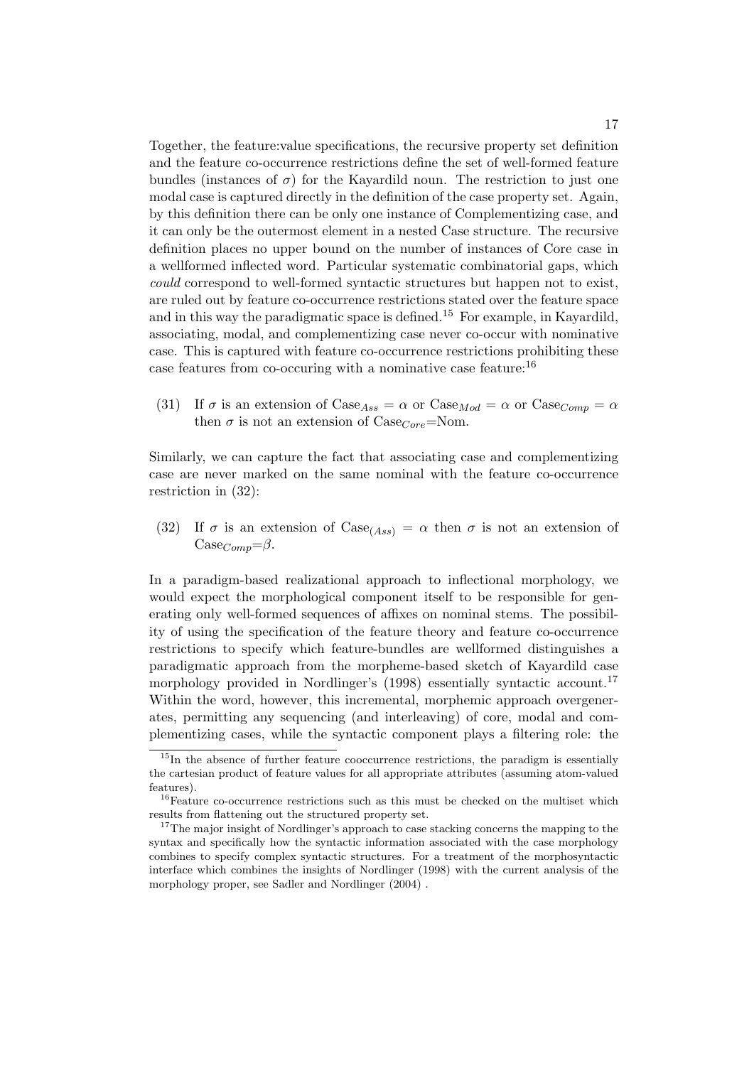Together, the feature:value specifications, the recursive property set definition and the feature co-occurrence restrictions define the set of well-formed feature bundles (instances of $\sigma$) for the Kayardild noun. The restriction to just one modal case is captured directly in the definition of the case property set. Again, by this definition there can be only one instance of Complementizing case, and it can only be the outermost element in a nested Case structure. The recursive definition places no upper bound on the number of instances of Core case in a wellformed inflected word. Particular systematic combinatorial gaps, which *could* correspond to well-formed syntactic structures but happen not to exist, are ruled out by feature co-occurrence restrictions stated over the feature space and in this way the paradigmatic space is defined.[15] For example, in Kayardild, associating, modal, and complementizing case never co-occur with nominative case. This is captured with feature co-occurrence restrictions prohibiting these case features from co-occuring with a nominative case feature:[16]

(31) If $\sigma$ is an extension of $\text{Case}_{Ass} = \alpha$ or $\text{Case}_{Mod} = \alpha$ or $\text{Case}_{Comp} = \alpha$ then $\sigma$ is not an extension of $\text{Case}_{Core}$=Nom.

Similarly, we can capture the fact that associating case and complementizing case are never marked on the same nominal with the feature co-occurrence restriction in (32):

(32) If $\sigma$ is an extension of $\text{Case}_{(Ass)} = \alpha$ then $\sigma$ is not an extension of $\text{Case}_{Comp}=\beta$.

In a paradigm-based realizational approach to inflectional morphology, we would expect the morphological component itself to be responsible for generating only well-formed sequences of affixes on nominal stems. The possibility of using the specification of the feature theory and feature co-occurrence restrictions to specify which feature-bundles are wellformed distinguishes a paradigmatic approach from the morpheme-based sketch of Kayardild case morphology provided in Nordlinger's (1998) essentially syntactic account.[17] Within the word, however, this incremental, morphemic approach overgenerates, permitting any sequencing (and interleaving) of core, modal and complementizing cases, while the syntactic component plays a filtering role: the

[15] In the absence of further feature cooccurrence restrictions, the paradigm is essentially the cartesian product of feature values for all appropriate attributes (assuming atom-valued features).

[16] Feature co-occurrence restrictions such as this must be checked on the multiset which results from flattening out the structured property set.

[17] The major insight of Nordlinger's approach to case stacking concerns the mapping to the syntax and specifically how the syntactic information associated with the case morphology combines to specify complex syntactic structures. For a treatment of the morphosyntactic interface which combines the insights of Nordlinger (1998) with the current analysis of the morphology proper, see Sadler and Nordlinger (2004) .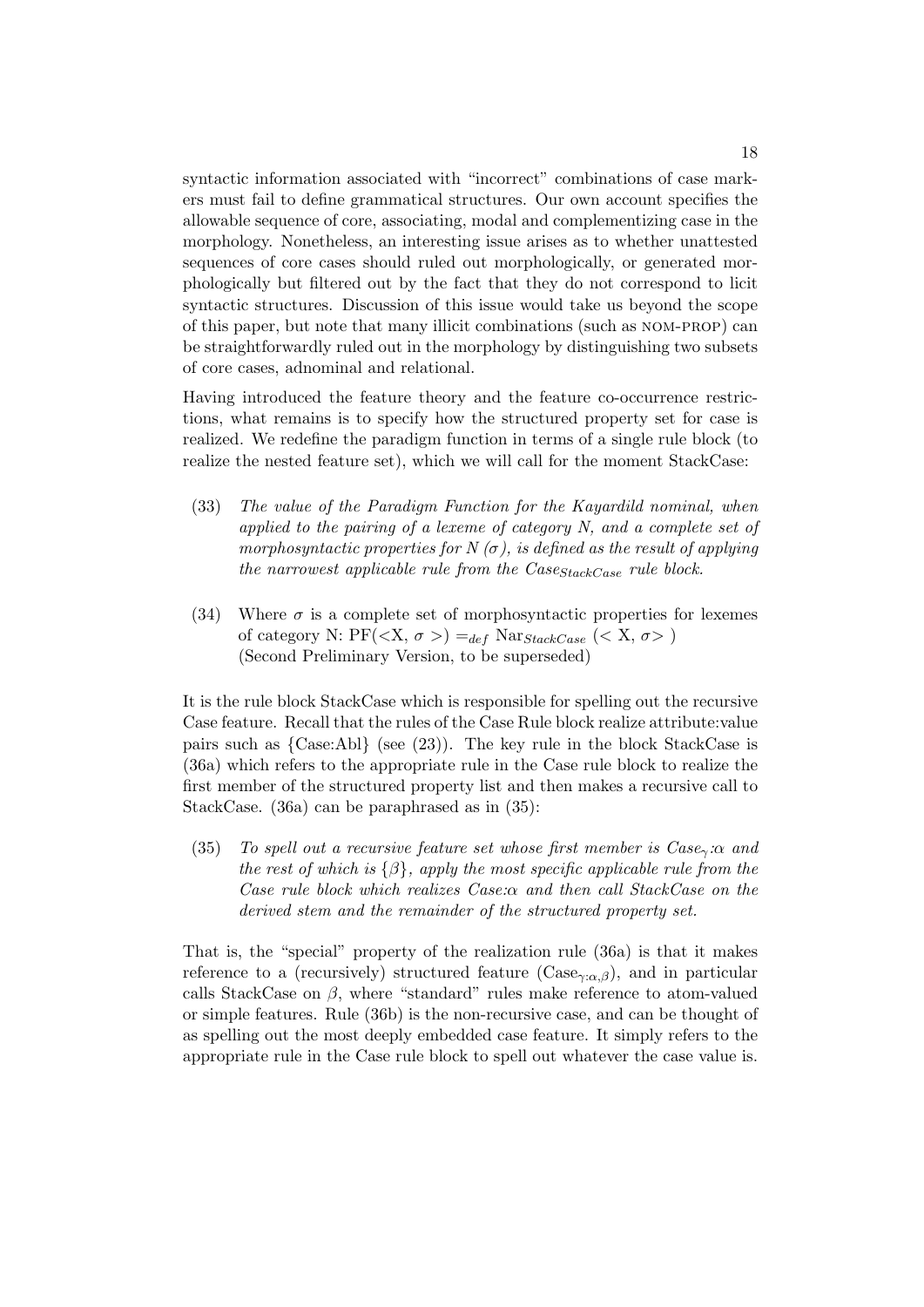syntactic information associated with "incorrect" combinations of case markers must fail to define grammatical structures. Our own account specifies the allowable sequence of core, associating, modal and complementizing case in the morphology. Nonetheless, an interesting issue arises as to whether unattested sequences of core cases should ruled out morphologically, or generated morphologically but filtered out by the fact that they do not correspond to licit syntactic structures. Discussion of this issue would take us beyond the scope of this paper, but note that many illicit combinations (such as NOM-PROP) can be straightforwardly ruled out in the morphology by distinguishing two subsets of core cases, adnominal and relational.

Having introduced the feature theory and the feature co-occurrence restrictions, what remains is to specify how the structured property set for case is realized. We redefine the paradigm function in terms of a single rule block (to realize the nested feature set), which we will call for the moment StackCase:

(33) *The value of the Paradigm Function for the Kayardild nominal, when applied to the pairing of a lexeme of category N, and a complete set of morphosyntactic properties for N ($\sigma$), is defined as the result of applying the narrowest applicable rule from the $Case_{StackCase}$ rule block.*

(34) Where $\sigma$ is a complete set of morphosyntactic properties for lexemes of category N: $\text{PF}(<\text{X}, \sigma>) =_{def} \text{Nar}_{StackCase}\ (<\text{X}, \sigma>)$
(Second Preliminary Version, to be superseded)

It is the rule block StackCase which is responsible for spelling out the recursive Case feature. Recall that the rules of the Case Rule block realize attribute:value pairs such as {Case:Abl} (see (23)). The key rule in the block StackCase is (36a) which refers to the appropriate rule in the Case rule block to realize the first member of the structured property list and then makes a recursive call to StackCase. (36a) can be paraphrased as in (35):

(35) *To spell out a recursive feature set whose first member is $Case_{\gamma}$:$\alpha$ and the rest of which is $\{\beta\}$, apply the most specific applicable rule from the Case rule block which realizes Case:$\alpha$ and then call StackCase on the derived stem and the remainder of the structured property set.*

That is, the "special" property of the realization rule (36a) is that it makes reference to a (recursively) structured feature ($\text{Case}_{\gamma:\alpha,\beta}$), and in particular calls StackCase on $\beta$, where "standard" rules make reference to atom-valued or simple features. Rule (36b) is the non-recursive case, and can be thought of as spelling out the most deeply embedded case feature. It simply refers to the appropriate rule in the Case rule block to spell out whatever the case value is.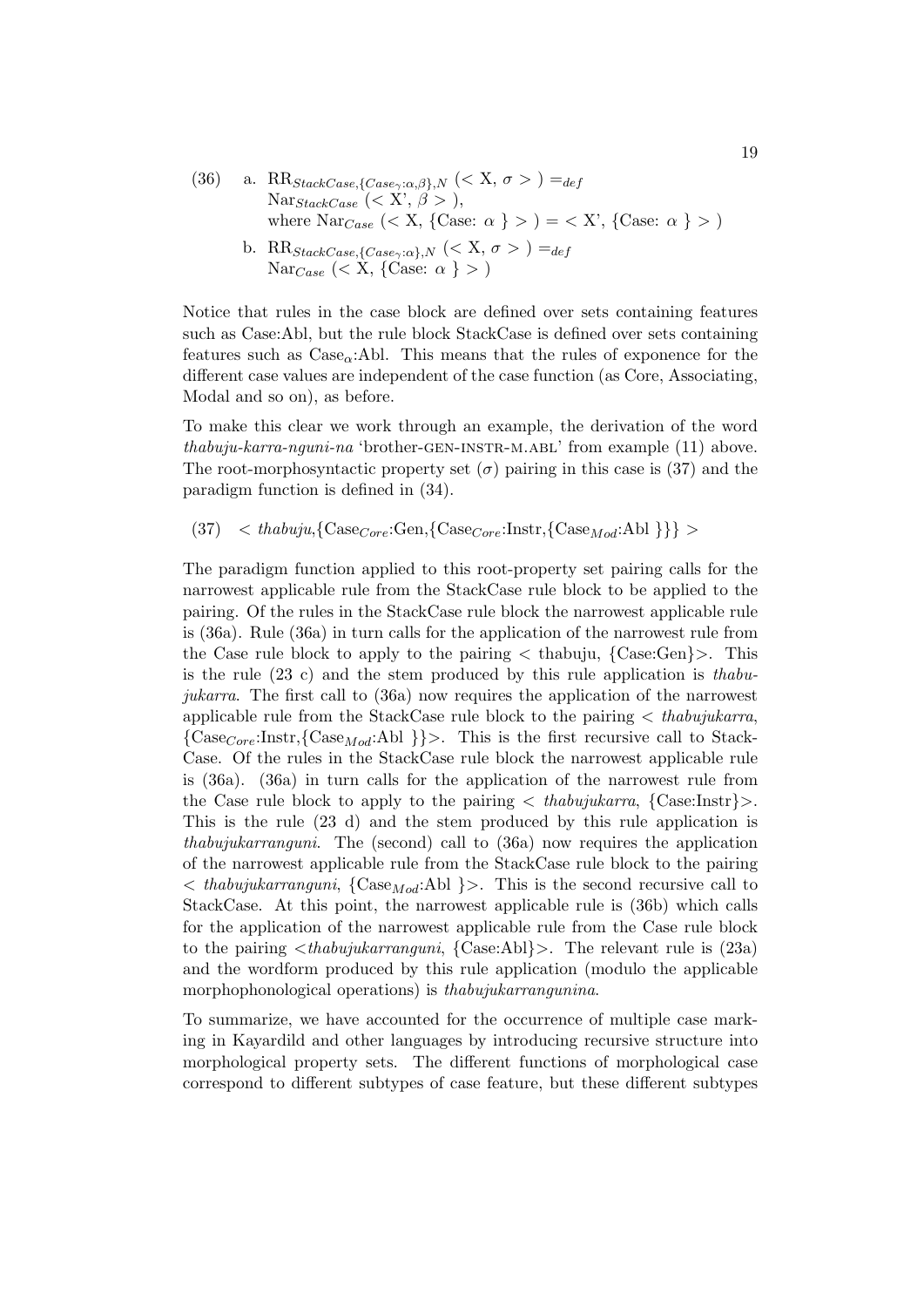(36) a. $\text{RR}_{StackCase,\{Case_{\gamma}:\alpha,\beta\},N}$ $(< \text{X}, \sigma >) =_{def}$
$\text{Nar}_{StackCase}$ $(< \text{X'}, \beta >)$,
where $\text{Nar}_{Case}$ $(< \text{X}, \{\text{Case: } \alpha \} >) = < \text{X'}, \{\text{Case: } \alpha \} >)$

b. $\text{RR}_{StackCase,\{Case_{\gamma}:\alpha\},N}$ $(< \text{X}, \sigma >) =_{def}$
$\text{Nar}_{Case}$ $(< \text{X}, \{\text{Case: } \alpha \} >)$

Notice that rules in the case block are defined over sets containing features such as Case:Abl, but the rule block StackCase is defined over sets containing features such as $\text{Case}_{\alpha}$:Abl. This means that the rules of exponence for the different case values are independent of the case function (as Core, Associating, Modal and so on), as before.

To make this clear we work through an example, the derivation of the word *thabuju-karra-nguni-na* 'brother-GEN-INSTR-M.ABL' from example (11) above. The root-morphosyntactic property set ($\sigma$) pairing in this case is (37) and the paradigm function is defined in (34).

(37) $<$ *thabuju*,$\{\text{Case}_{Core}\text{:Gen},\{\text{Case}_{Core}\text{:Instr},\{\text{Case}_{Mod}\text{:Abl }\}\}\}$ $>$

The paradigm function applied to this root-property set pairing calls for the narrowest applicable rule from the StackCase rule block to be applied to the pairing. Of the rules in the StackCase rule block the narrowest applicable rule is (36a). Rule (36a) in turn calls for the application of the narrowest rule from the Case rule block to apply to the pairing $<$ thabuju, {Case:Gen}$>$. This is the rule (23 c) and the stem produced by this rule application is *thabujukarra*. The first call to (36a) now requires the application of the narrowest applicable rule from the StackCase rule block to the pairing $<$ *thabujukarra*, $\{\text{Case}_{Core}\text{:Instr},\{\text{Case}_{Mod}\text{:Abl }\}\}$$>$. This is the first recursive call to StackCase. Of the rules in the StackCase rule block the narrowest applicable rule is (36a). (36a) in turn calls for the application of the narrowest rule from the Case rule block to apply to the pairing $<$ *thabujukarra*, {Case:Instr}$>$. This is the rule (23 d) and the stem produced by this rule application is *thabujukarranguni*. The (second) call to (36a) now requires the application of the narrowest applicable rule from the StackCase rule block to the pairing $<$ *thabujukarranguni*, $\{\text{Case}_{Mod}\text{:Abl }\}$$>$. This is the second recursive call to StackCase. At this point, the narrowest applicable rule is (36b) which calls for the application of the narrowest applicable rule from the Case rule block to the pairing $<$*thabujukarranguni*, {Case:Abl}$>$. The relevant rule is (23a) and the wordform produced by this rule application (modulo the applicable morphophonological operations) is *thabujukarrangunina*.

To summarize, we have accounted for the occurrence of multiple case marking in Kayardild and other languages by introducing recursive structure into morphological property sets. The different functions of morphological case correspond to different subtypes of case feature, but these different subtypes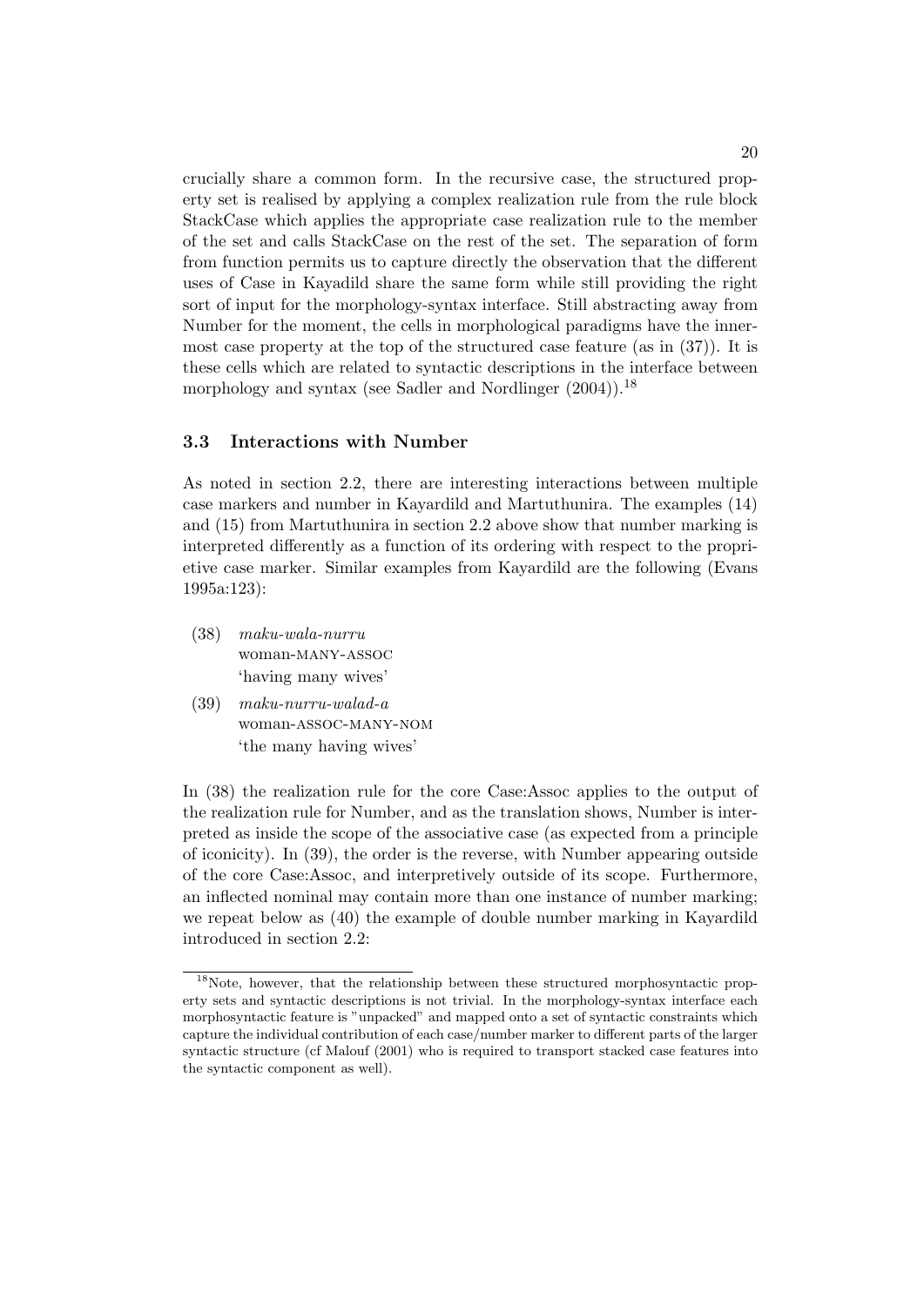crucially share a common form. In the recursive case, the structured property set is realised by applying a complex realization rule from the rule block StackCase which applies the appropriate case realization rule to the member of the set and calls StackCase on the rest of the set. The separation of form from function permits us to capture directly the observation that the different uses of Case in Kayadild share the same form while still providing the right sort of input for the morphology-syntax interface. Still abstracting away from Number for the moment, the cells in morphological paradigms have the innermost case property at the top of the structured case feature (as in (37)). It is these cells which are related to syntactic descriptions in the interface between morphology and syntax (see Sadler and Nordlinger (2004)).[18]

### 3.3 Interactions with Number

As noted in section 2.2, there are interesting interactions between multiple case markers and number in Kayardild and Martuthunira. The examples (14) and (15) from Martuthunira in section 2.2 above show that number marking is interpreted differently as a function of its ordering with respect to the proprietive case marker. Similar examples from Kayardild are the following (Evans 1995a:123):

(38) *maku-wala-nurru*
woman-MANY-ASSOC
'having many wives'

(39) *maku-nurru-walad-a*
woman-ASSOC-MANY-NOM
'the many having wives'

In (38) the realization rule for the core Case:Assoc applies to the output of the realization rule for Number, and as the translation shows, Number is interpreted as inside the scope of the associative case (as expected from a principle of iconicity). In (39), the order is the reverse, with Number appearing outside of the core Case:Assoc, and interpretively outside of its scope. Furthermore, an inflected nominal may contain more than one instance of number marking; we repeat below as (40) the example of double number marking in Kayardild introduced in section 2.2:

[18] Note, however, that the relationship between these structured morphosyntactic property sets and syntactic descriptions is not trivial. In the morphology-syntax interface each morphosyntactic feature is "unpacked" and mapped onto a set of syntactic constraints which capture the individual contribution of each case/number marker to different parts of the larger syntactic structure (cf Malouf (2001) who is required to transport stacked case features into the syntactic component as well).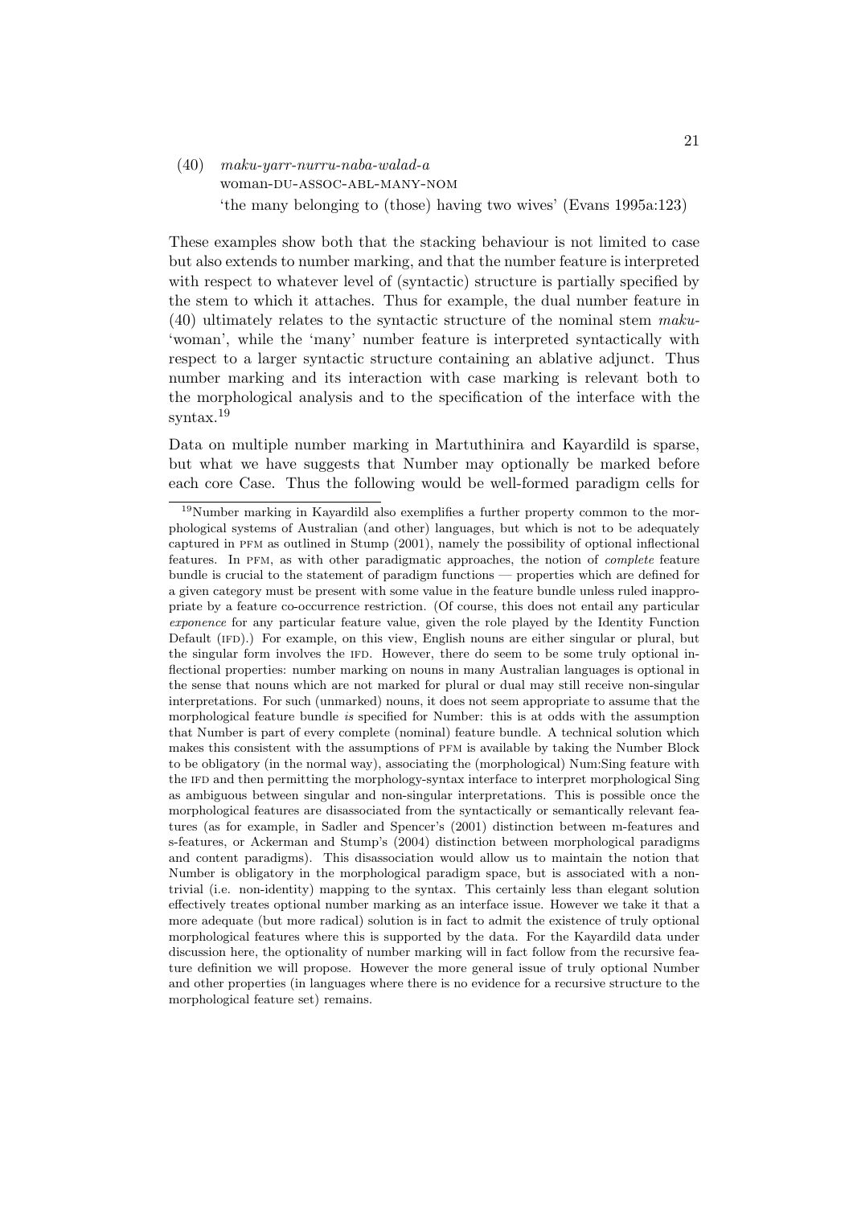(40) *maku-yarr-nurru-naba-walad-a*
woman-DU-ASSOC-ABL-MANY-NOM
'the many belonging to (those) having two wives' (Evans 1995a:123)

These examples show both that the stacking behaviour is not limited to case but also extends to number marking, and that the number feature is interpreted with respect to whatever level of (syntactic) structure is partially specified by the stem to which it attaches. Thus for example, the dual number feature in (40) ultimately relates to the syntactic structure of the nominal stem *maku-* 'woman', while the 'many' number feature is interpreted syntactically with respect to a larger syntactic structure containing an ablative adjunct. Thus number marking and its interaction with case marking is relevant both to the morphological analysis and to the specification of the interface with the syntax.[19]

Data on multiple number marking in Martuthinira and Kayardild is sparse, but what we have suggests that Number may optionally be marked before each core Case. Thus the following would be well-formed paradigm cells for

[19] Number marking in Kayardild also exemplifies a further property common to the morphological systems of Australian (and other) languages, but which is not to be adequately captured in PFM as outlined in Stump (2001), namely the possibility of optional inflectional features. In PFM, as with other paradigmatic approaches, the notion of *complete* feature bundle is crucial to the statement of paradigm functions — properties which are defined for a given category must be present with some value in the feature bundle unless ruled inappropriate by a feature co-occurrence restriction. (Of course, this does not entail any particular *exponence* for any particular feature value, given the role played by the Identity Function Default (IFD).) For example, on this view, English nouns are either singular or plural, but the singular form involves the IFD. However, there do seem to be some truly optional inflectional properties: number marking on nouns in many Australian languages is optional in the sense that nouns which are not marked for plural or dual may still receive non-singular interpretations. For such (unmarked) nouns, it does not seem appropriate to assume that the morphological feature bundle *is* specified for Number: this is at odds with the assumption that Number is part of every complete (nominal) feature bundle. A technical solution which makes this consistent with the assumptions of PFM is available by taking the Number Block to be obligatory (in the normal way), associating the (morphological) Num:Sing feature with the IFD and then permitting the morphology-syntax interface to interpret morphological Sing as ambiguous between singular and non-singular interpretations. This is possible once the morphological features are disassociated from the syntactically or semantically relevant features (as for example, in Sadler and Spencer's (2001) distinction between m-features and s-features, or Ackerman and Stump's (2004) distinction between morphological paradigms and content paradigms). This disassociation would allow us to maintain the notion that Number is obligatory in the morphological paradigm space, but is associated with a non-trivial (i.e. non-identity) mapping to the syntax. This certainly less than elegant solution effectively treates optional number marking as an interface issue. However we take it that a more adequate (but more radical) solution is in fact to admit the existence of truly optional morphological features where this is supported by the data. For the Kayardild data under discussion here, the optionality of number marking will in fact follow from the recursive feature definition we will propose. However the more general issue of truly optional Number and other properties (in languages where there is no evidence for a recursive structure to the morphological feature set) remains.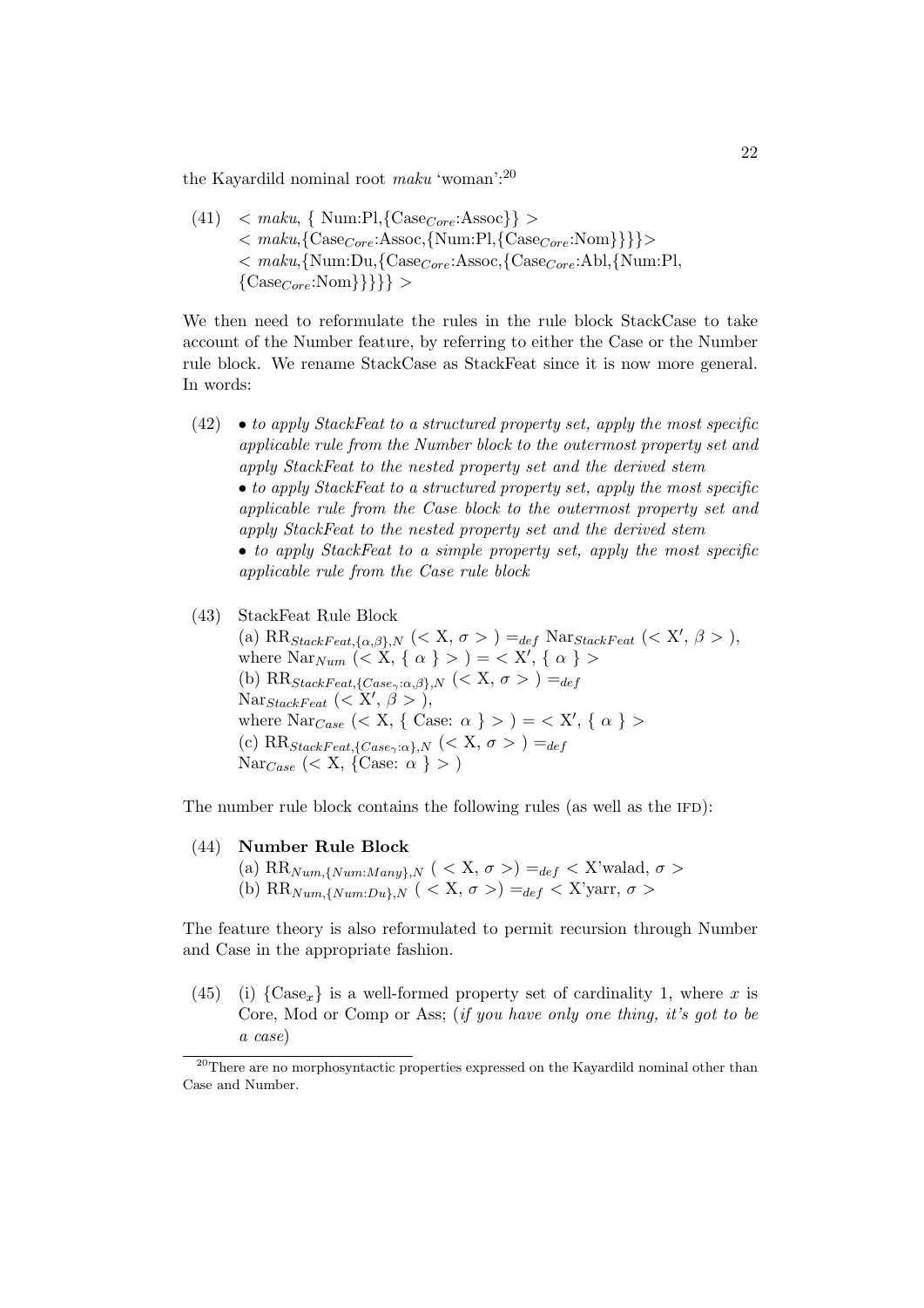the Kayardild nominal root *maku* 'woman':[20]

(41) $< maku$, { Num:Pl,{Case$_{Core}$:Assoc}} >
$< maku$,{Case$_{Core}$:Assoc,{Num:Pl,{Case$_{Core}$:Nom}}}}>
$< maku$,{Num:Du,{Case$_{Core}$:Assoc,{Case$_{Core}$:Abl,{Num:Pl,
{Case$_{Core}$:Nom}}}}} >

We then need to reformulate the rules in the rule block StackCase to take account of the Number feature, by referring to either the Case or the Number rule block. We rename StackCase as StackFeat since it is now more general. In words:

(42)
- *to apply StackFeat to a structured property set, apply the most specific applicable rule from the Number block to the outermost property set and apply StackFeat to the nested property set and the derived stem*
- *to apply StackFeat to a structured property set, apply the most specific applicable rule from the Case block to the outermost property set and apply StackFeat to the nested property set and the derived stem*
- *to apply StackFeat to a simple property set, apply the most specific applicable rule from the Case rule block*

(43) StackFeat Rule Block

(a) $\text{RR}_{StackFeat,\{\alpha,\beta\},N}$ ($<$ X, $\sigma$ $>$ ) $=_{def}$ $\text{Nar}_{StackFeat}$ ($<$ X$'$, $\beta$ $>$ ),
where $\text{Nar}_{Num}$ ($<$ X, { $\alpha$ } $>$ ) = $<$ X$'$, { $\alpha$ } $>$

(b) $\text{RR}_{StackFeat,\{Case_{\gamma}:\alpha,\beta\},N}$ ($<$ X, $\sigma$ $>$ ) $=_{def}$
$\text{Nar}_{StackFeat}$ ($<$ X$'$, $\beta$ $>$ ),
where $\text{Nar}_{Case}$ ($<$ X, { Case: $\alpha$ } $>$ ) = $<$ X$'$, { $\alpha$ } $>$

(c) $\text{RR}_{StackFeat,\{Case_{\gamma}:\alpha\},N}$ ($<$ X, $\sigma$ $>$ ) $=_{def}$
$\text{Nar}_{Case}$ ($<$ X, {Case: $\alpha$ } $>$ )

The number rule block contains the following rules (as well as the IFD):

(44) **Number Rule Block**

(a) $\text{RR}_{Num,\{Num:Many\},N}$ ( $<$ X, $\sigma$ $>$) $=_{def}$ $<$ X'walad, $\sigma$ $>$

(b) $\text{RR}_{Num,\{Num:Du\},N}$ ( $<$ X, $\sigma$ $>$) $=_{def}$ $<$ X'yarr, $\sigma$ $>$

The feature theory is also reformulated to permit recursion through Number and Case in the appropriate fashion.

(45) (i) {Case$_x$} is a well-formed property set of cardinality 1, where $x$ is Core, Mod or Comp or Ass; (*if you have only one thing, it's got to be a case*)

[20] There are no morphosyntactic properties expressed on the Kayardild nominal other than Case and Number.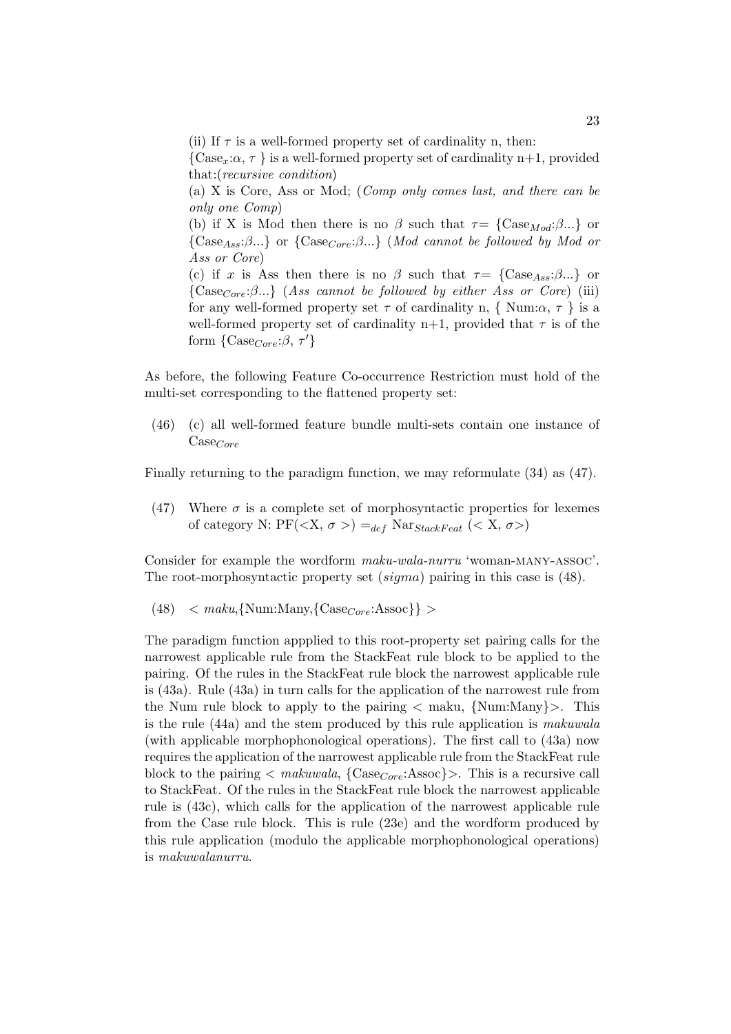(ii) If $\tau$ is a well-formed property set of cardinality n, then:

{$\text{Case}_x$:$\alpha$, $\tau$ } is a well-formed property set of cardinality n+1, provided that:(*recursive condition*)

(a) X is Core, Ass or Mod; (*Comp only comes last, and there can be only one Comp*)

(b) if X is Mod then there is no $\beta$ such that $\tau$= {$\text{Case}_{Mod}$:$\beta$...} or {$\text{Case}_{Ass}$:$\beta$...} or {$\text{Case}_{Core}$:$\beta$...} (*Mod cannot be followed by Mod or Ass or Core*)

(c) if $x$ is Ass then there is no $\beta$ such that $\tau$= {$\text{Case}_{Ass}$:$\beta$...} or {$\text{Case}_{Core}$:$\beta$...} (*Ass cannot be followed by either Ass or Core*) (iii) for any well-formed property set $\tau$ of cardinality n, { Num:$\alpha$, $\tau$ } is a well-formed property set of cardinality n+1, provided that $\tau$ is of the form {$\text{Case}_{Core}$:$\beta$, $\tau'$}

As before, the following Feature Co-occurrence Restriction must hold of the multi-set corresponding to the flattened property set:

(46) (c) all well-formed feature bundle multi-sets contain one instance of $\text{Case}_{Core}$

Finally returning to the paradigm function, we may reformulate (34) as (47).

(47) Where $\sigma$ is a complete set of morphosyntactic properties for lexemes of category N: PF(<X, $\sigma$ >) $=_{def}$ $\text{Nar}_{StackFeat}$ (< X, $\sigma$>)

Consider for example the wordform *maku-wala-nurru* 'woman-MANY-ASSOC'. The root-morphosyntactic property set (*sigma*) pairing in this case is (48).

(48) < *maku*,{Num:Many,{$\text{Case}_{Core}$:Assoc}} >

The paradigm function appplied to this root-property set pairing calls for the narrowest applicable rule from the StackFeat rule block to be applied to the pairing. Of the rules in the StackFeat rule block the narrowest applicable rule is (43a). Rule (43a) in turn calls for the application of the narrowest rule from the Num rule block to apply to the pairing < maku, {Num:Many}>. This is the rule (44a) and the stem produced by this rule application is *makuwala* (with applicable morphophonological operations). The first call to (43a) now requires the application of the narrowest applicable rule from the StackFeat rule block to the pairing < *makuwala*, {$\text{Case}_{Core}$:Assoc}>. This is a recursive call to StackFeat. Of the rules in the StackFeat rule block the narrowest applicable rule is (43c), which calls for the application of the narrowest applicable rule from the Case rule block. This is rule (23e) and the wordform produced by this rule application (modulo the applicable morphophonological operations) is *makuwalanurru*.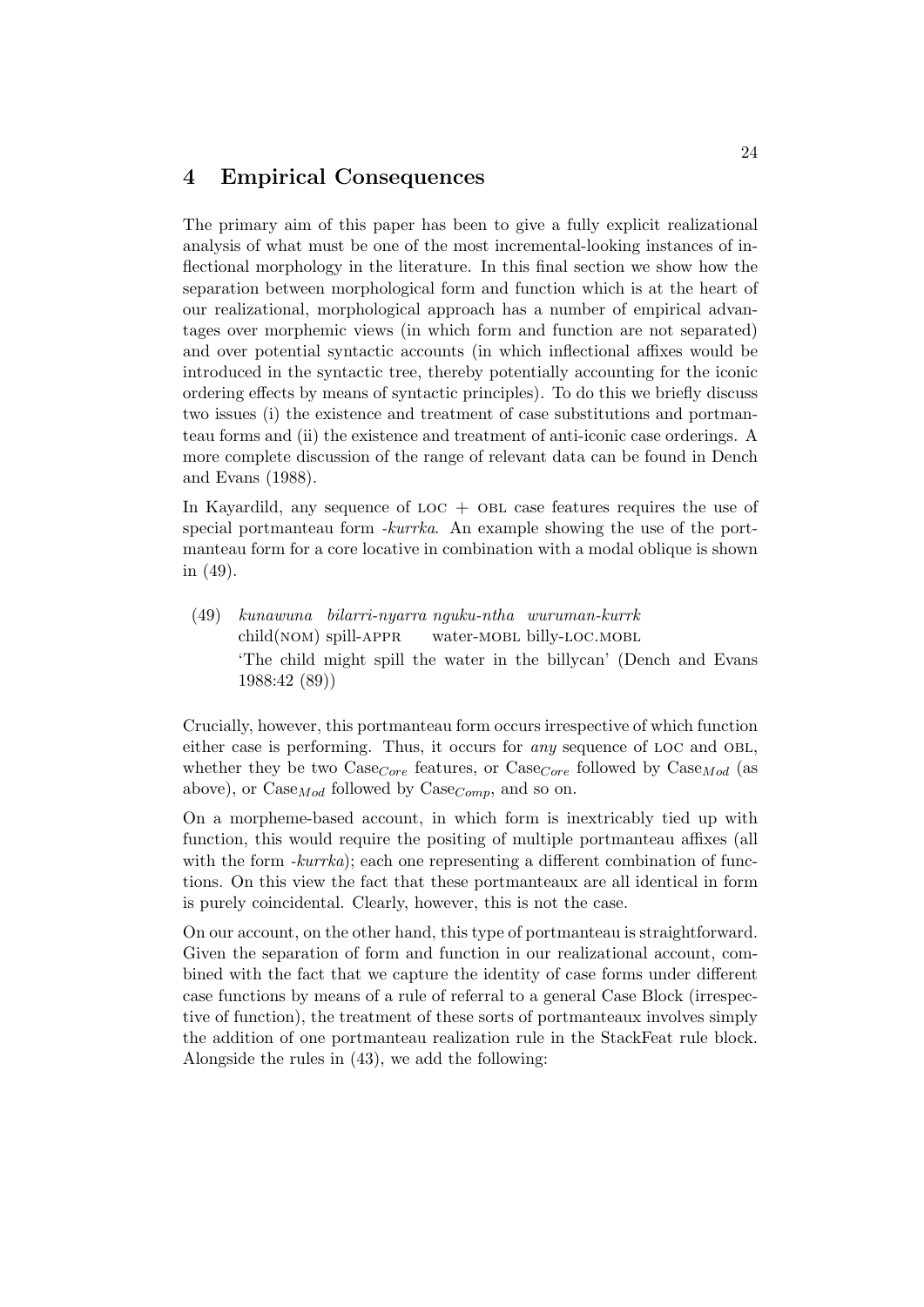## 4 Empirical Consequences

The primary aim of this paper has been to give a fully explicit realizational analysis of what must be one of the most incremental-looking instances of inflectional morphology in the literature. In this final section we show how the separation between morphological form and function which is at the heart of our realizational, morphological approach has a number of empirical advantages over morphemic views (in which form and function are not separated) and over potential syntactic accounts (in which inflectional affixes would be introduced in the syntactic tree, thereby potentially accounting for the iconic ordering effects by means of syntactic principles). To do this we briefly discuss two issues (i) the existence and treatment of case substitutions and portmanteau forms and (ii) the existence and treatment of anti-iconic case orderings. A more complete discussion of the range of relevant data can be found in Dench and Evans (1988).

In Kayardild, any sequence of LOC + OBL case features requires the use of special portmanteau form *-kurrka*. An example showing the use of the portmanteau form for a core locative in combination with a modal oblique is shown in (49).

(49) *kunawuna bilarri-nyarra nguku-ntha wuruman-kurrk*
child(NOM) spill-APPR water-MOBL billy-LOC.MOBL
'The child might spill the water in the billycan' (Dench and Evans 1988:42 (89))

Crucially, however, this portmanteau form occurs irrespective of which function either case is performing. Thus, it occurs for *any* sequence of LOC and OBL, whether they be two $\text{Case}_{Core}$ features, or $\text{Case}_{Core}$ followed by $\text{Case}_{Mod}$ (as above), or $\text{Case}_{Mod}$ followed by $\text{Case}_{Comp}$, and so on.

On a morpheme-based account, in which form is inextricably tied up with function, this would require the positing of multiple portmanteau affixes (all with the form *-kurrka*); each one representing a different combination of functions. On this view the fact that these portmanteaux are all identical in form is purely coincidental. Clearly, however, this is not the case.

On our account, on the other hand, this type of portmanteau is straightforward. Given the separation of form and function in our realizational account, combined with the fact that we capture the identity of case forms under different case functions by means of a rule of referral to a general Case Block (irrespective of function), the treatment of these sorts of portmanteaux involves simply the addition of one portmanteau realization rule in the StackFeat rule block. Alongside the rules in (43), we add the following: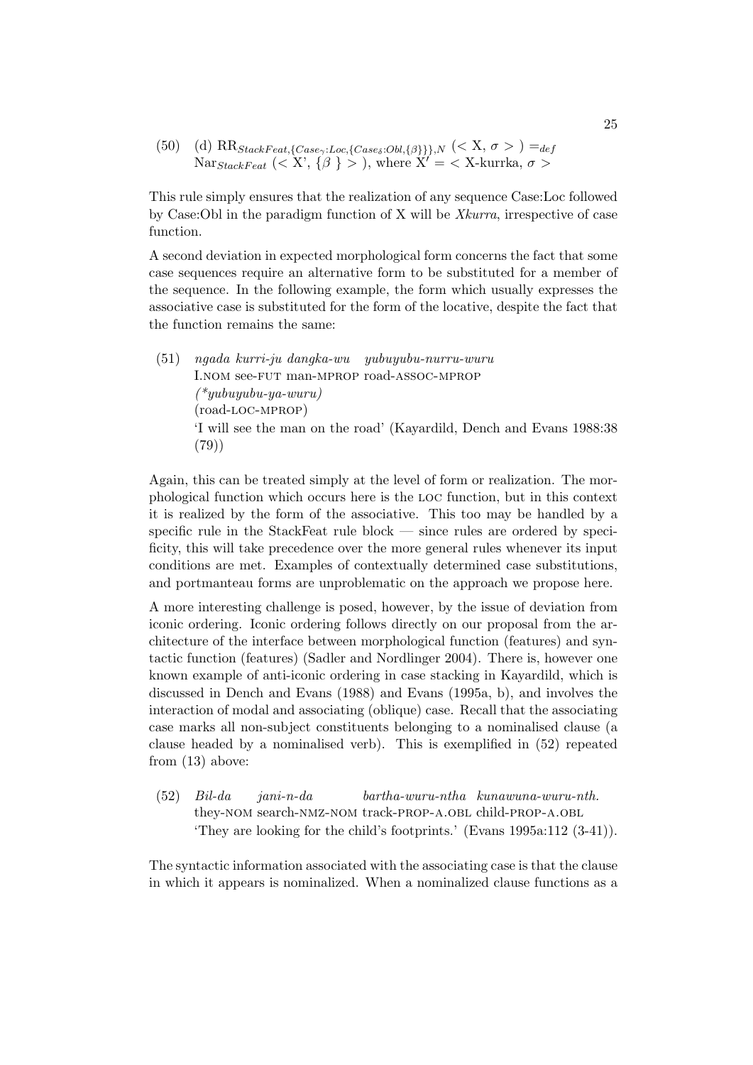(50) (d) $\mathrm{RR}_{StackFeat,\{Case_{\gamma}:Loc,\{Case_{\delta}:Obl,\{\beta\}\}\},N}$ (< X, $\sigma$ > ) $=_{def}$ $\mathrm{Nar}_{StackFeat}$ (< X', {$\beta$ } > ), where X' = < X-kurrka, $\sigma$ >

This rule simply ensures that the realization of any sequence Case:Loc followed by Case:Obl in the paradigm function of X will be *Xkurra*, irrespective of case function.

A second deviation in expected morphological form concerns the fact that some case sequences require an alternative form to be substituted for a member of the sequence. In the following example, the form which usually expresses the associative case is substituted for the form of the locative, despite the fact that the function remains the same:

(51) *ngada kurri-ju dangka-wu yubuyubu-nurru-wuru*
I.NOM see-FUT man-MPROP road-ASSOC-MPROP
*(\*yubuyubu-ya-wuru)*
(road-LOC-MPROP)
'I will see the man on the road' (Kayardild, Dench and Evans 1988:38 (79))

Again, this can be treated simply at the level of form or realization. The morphological function which occurs here is the LOC function, but in this context it is realized by the form of the associative. This too may be handled by a specific rule in the StackFeat rule block — since rules are ordered by specificity, this will take precedence over the more general rules whenever its input conditions are met. Examples of contextually determined case substitutions, and portmanteau forms are unproblematic on the approach we propose here.

A more interesting challenge is posed, however, by the issue of deviation from iconic ordering. Iconic ordering follows directly on our proposal from the architecture of the interface between morphological function (features) and syntactic function (features) (Sadler and Nordlinger 2004). There is, however one known example of anti-iconic ordering in case stacking in Kayardild, which is discussed in Dench and Evans (1988) and Evans (1995a, b), and involves the interaction of modal and associating (oblique) case. Recall that the associating case marks all non-subject constituents belonging to a nominalised clause (a clause headed by a nominalised verb). This is exemplified in (52) repeated from (13) above:

(52) *Bil-da jani-n-da bartha-wuru-ntha kunawuna-wuru-nth.*
they-NOM search-NMZ-NOM track-PROP-A.OBL child-PROP-A.OBL
'They are looking for the child's footprints.' (Evans 1995a:112 (3-41)).

The syntactic information associated with the associating case is that the clause in which it appears is nominalized. When a nominalized clause functions as a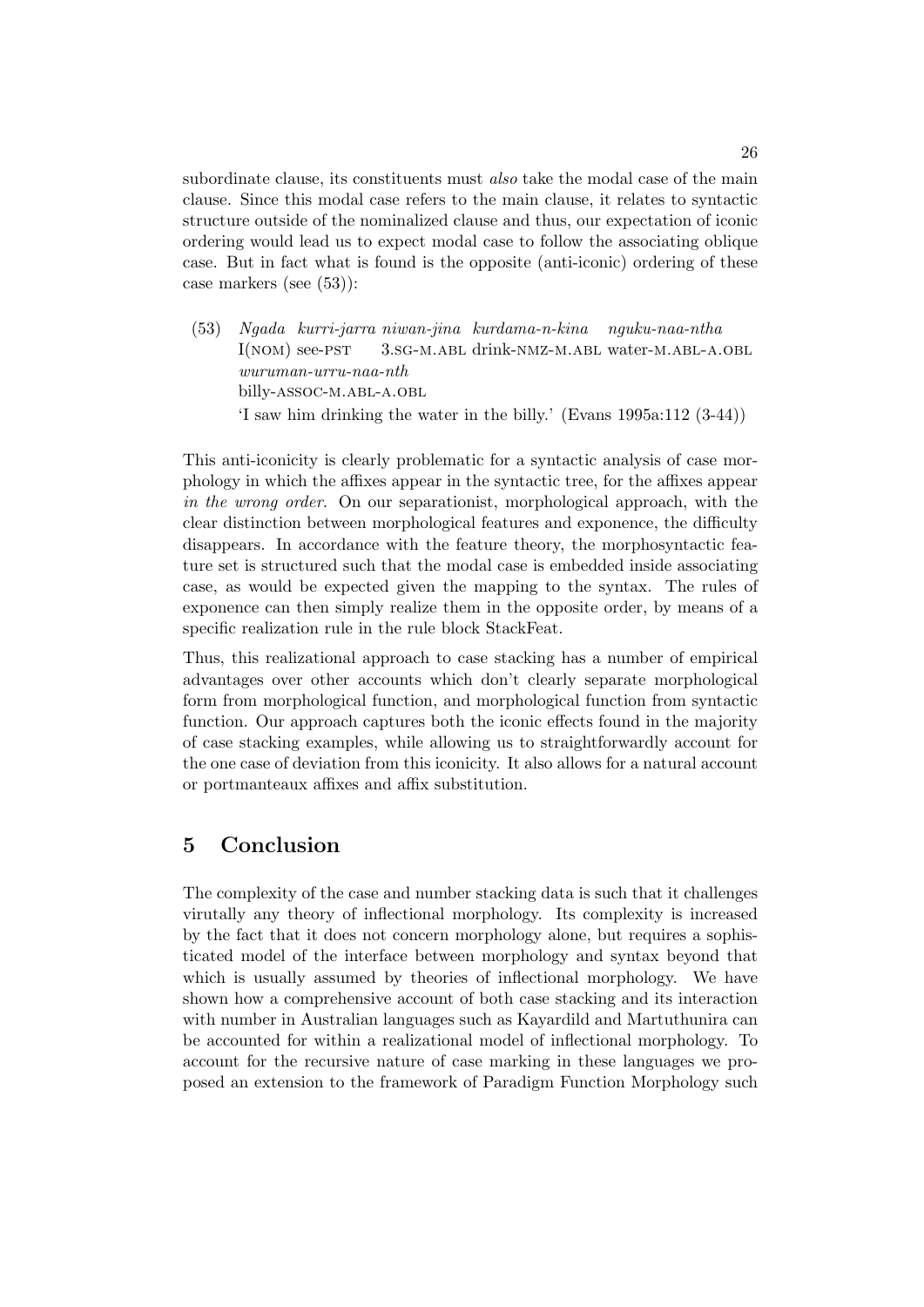subordinate clause, its constituents must *also* take the modal case of the main clause. Since this modal case refers to the main clause, it relates to syntactic structure outside of the nominalized clause and thus, our expectation of iconic ordering would lead us to expect modal case to follow the associating oblique case. But in fact what is found is the opposite (anti-iconic) ordering of these case markers (see (53)):

(53) *Ngada kurri-jarra niwan-jina kurdama-n-kina nguku-naa-ntha*
I(NOM) see-PST 3.SG-M.ABL drink-NMZ-M.ABL water-M.ABL-A.OBL
*wuruman-urru-naa-nth*
billy-ASSOC-M.ABL-A.OBL
'I saw him drinking the water in the billy.' (Evans 1995a:112 (3-44))

This anti-iconicity is clearly problematic for a syntactic analysis of case morphology in which the affixes appear in the syntactic tree, for the affixes appear *in the wrong order*. On our separationist, morphological approach, with the clear distinction between morphological features and exponence, the difficulty disappears. In accordance with the feature theory, the morphosyntactic feature set is structured such that the modal case is embedded inside associating case, as would be expected given the mapping to the syntax. The rules of exponence can then simply realize them in the opposite order, by means of a specific realization rule in the rule block StackFeat.

Thus, this realizational approach to case stacking has a number of empirical advantages over other accounts which don't clearly separate morphological form from morphological function, and morphological function from syntactic function. Our approach captures both the iconic effects found in the majority of case stacking examples, while allowing us to straightforwardly account for the one case of deviation from this iconicity. It also allows for a natural account or portmanteaux affixes and affix substitution.

## 5 Conclusion

The complexity of the case and number stacking data is such that it challenges virutally any theory of inflectional morphology. Its complexity is increased by the fact that it does not concern morphology alone, but requires a sophisticated model of the interface between morphology and syntax beyond that which is usually assumed by theories of inflectional morphology. We have shown how a comprehensive account of both case stacking and its interaction with number in Australian languages such as Kayardild and Martuthunira can be accounted for within a realizational model of inflectional morphology. To account for the recursive nature of case marking in these languages we proposed an extension to the framework of Paradigm Function Morphology such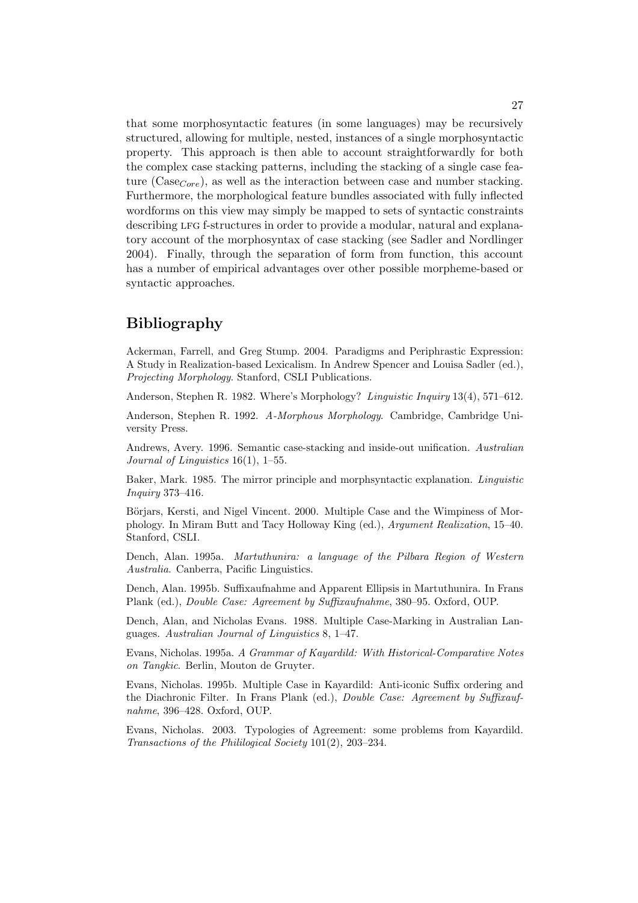that some morphosyntactic features (in some languages) may be recursively structured, allowing for multiple, nested, instances of a single morphosyntactic property. This approach is then able to account straightforwardly for both the complex case stacking patterns, including the stacking of a single case feature ($\text{Case}_{Core}$), as well as the interaction between case and number stacking. Furthermore, the morphological feature bundles associated with fully inflected wordforms on this view may simply be mapped to sets of syntactic constraints describing LFG f-structures in order to provide a modular, natural and explanatory account of the morphosyntax of case stacking (see Sadler and Nordlinger 2004). Finally, through the separation of form from function, this account has a number of empirical advantages over other possible morpheme-based or syntactic approaches.

## Bibliography

Ackerman, Farrell, and Greg Stump. 2004. Paradigms and Periphrastic Expression: A Study in Realization-based Lexicalism. In Andrew Spencer and Louisa Sadler (ed.), *Projecting Morphology*. Stanford, CSLI Publications.

Anderson, Stephen R. 1982. Where's Morphology? *Linguistic Inquiry* 13(4), 571–612.

Anderson, Stephen R. 1992. *A-Morphous Morphology*. Cambridge, Cambridge University Press.

Andrews, Avery. 1996. Semantic case-stacking and inside-out unification. *Australian Journal of Linguistics* 16(1), 1–55.

Baker, Mark. 1985. The mirror principle and morphsyntactic explanation. *Linguistic Inquiry* 373–416.

Börjars, Kersti, and Nigel Vincent. 2000. Multiple Case and the Wimpiness of Morphology. In Miram Butt and Tacy Holloway King (ed.), *Argument Realization*, 15–40. Stanford, CSLI.

Dench, Alan. 1995a. *Martuthunira: a language of the Pilbara Region of Western Australia*. Canberra, Pacific Linguistics.

Dench, Alan. 1995b. Suffixaufnahme and Apparent Ellipsis in Martuthunira. In Frans Plank (ed.), *Double Case: Agreement by Suffixaufnahme*, 380–95. Oxford, OUP.

Dench, Alan, and Nicholas Evans. 1988. Multiple Case-Marking in Australian Languages. *Australian Journal of Linguistics* 8, 1–47.

Evans, Nicholas. 1995a. *A Grammar of Kayardild: With Historical-Comparative Notes on Tangkic*. Berlin, Mouton de Gruyter.

Evans, Nicholas. 1995b. Multiple Case in Kayardild: Anti-iconic Suffix ordering and the Diachronic Filter. In Frans Plank (ed.), *Double Case: Agreement by Suffixaufnahme*, 396–428. Oxford, OUP.

Evans, Nicholas. 2003. Typologies of Agreement: some problems from Kayardild. *Transactions of the Phililogical Society* 101(2), 203–234.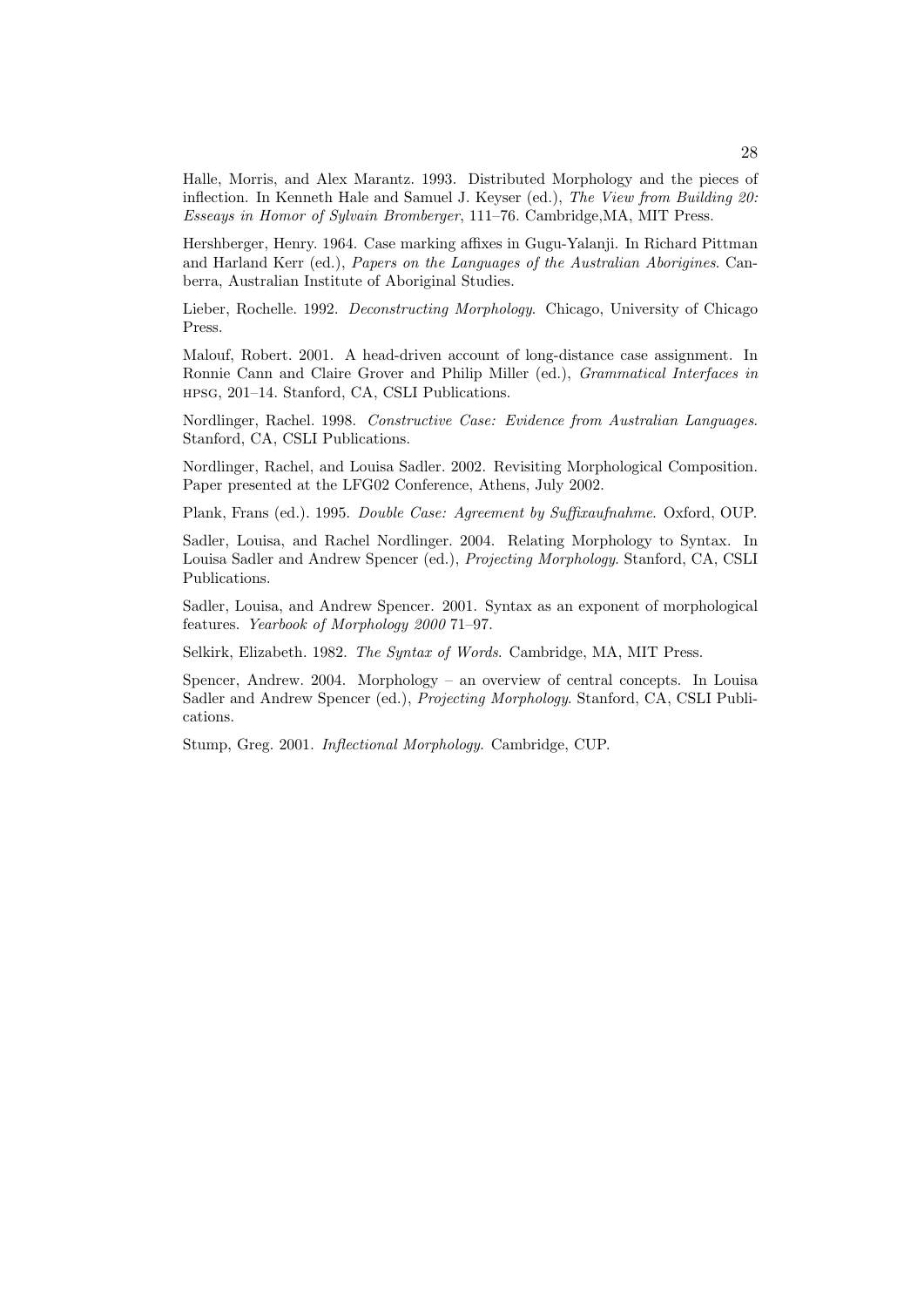Halle, Morris, and Alex Marantz. 1993. Distributed Morphology and the pieces of inflection. In Kenneth Hale and Samuel J. Keyser (ed.), *The View from Building 20: Esseays in Homor of Sylvain Bromberger*, 111–76. Cambridge,MA, MIT Press.

Hershberger, Henry. 1964. Case marking affixes in Gugu-Yalanji. In Richard Pittman and Harland Kerr (ed.), *Papers on the Languages of the Australian Aborigines*. Canberra, Australian Institute of Aboriginal Studies.

Lieber, Rochelle. 1992. *Deconstructing Morphology*. Chicago, University of Chicago Press.

Malouf, Robert. 2001. A head-driven account of long-distance case assignment. In Ronnie Cann and Claire Grover and Philip Miller (ed.), *Grammatical Interfaces in* HPSG, 201–14. Stanford, CA, CSLI Publications.

Nordlinger, Rachel. 1998. *Constructive Case: Evidence from Australian Languages*. Stanford, CA, CSLI Publications.

Nordlinger, Rachel, and Louisa Sadler. 2002. Revisiting Morphological Composition. Paper presented at the LFG02 Conference, Athens, July 2002.

Plank, Frans (ed.). 1995. *Double Case: Agreement by Suffixaufnahme*. Oxford, OUP.

Sadler, Louisa, and Rachel Nordlinger. 2004. Relating Morphology to Syntax. In Louisa Sadler and Andrew Spencer (ed.), *Projecting Morphology*. Stanford, CA, CSLI Publications.

Sadler, Louisa, and Andrew Spencer. 2001. Syntax as an exponent of morphological features. *Yearbook of Morphology 2000* 71–97.

Selkirk, Elizabeth. 1982. *The Syntax of Words*. Cambridge, MA, MIT Press.

Spencer, Andrew. 2004. Morphology – an overview of central concepts. In Louisa Sadler and Andrew Spencer (ed.), *Projecting Morphology*. Stanford, CA, CSLI Publications.

Stump, Greg. 2001. *Inflectional Morphology*. Cambridge, CUP.